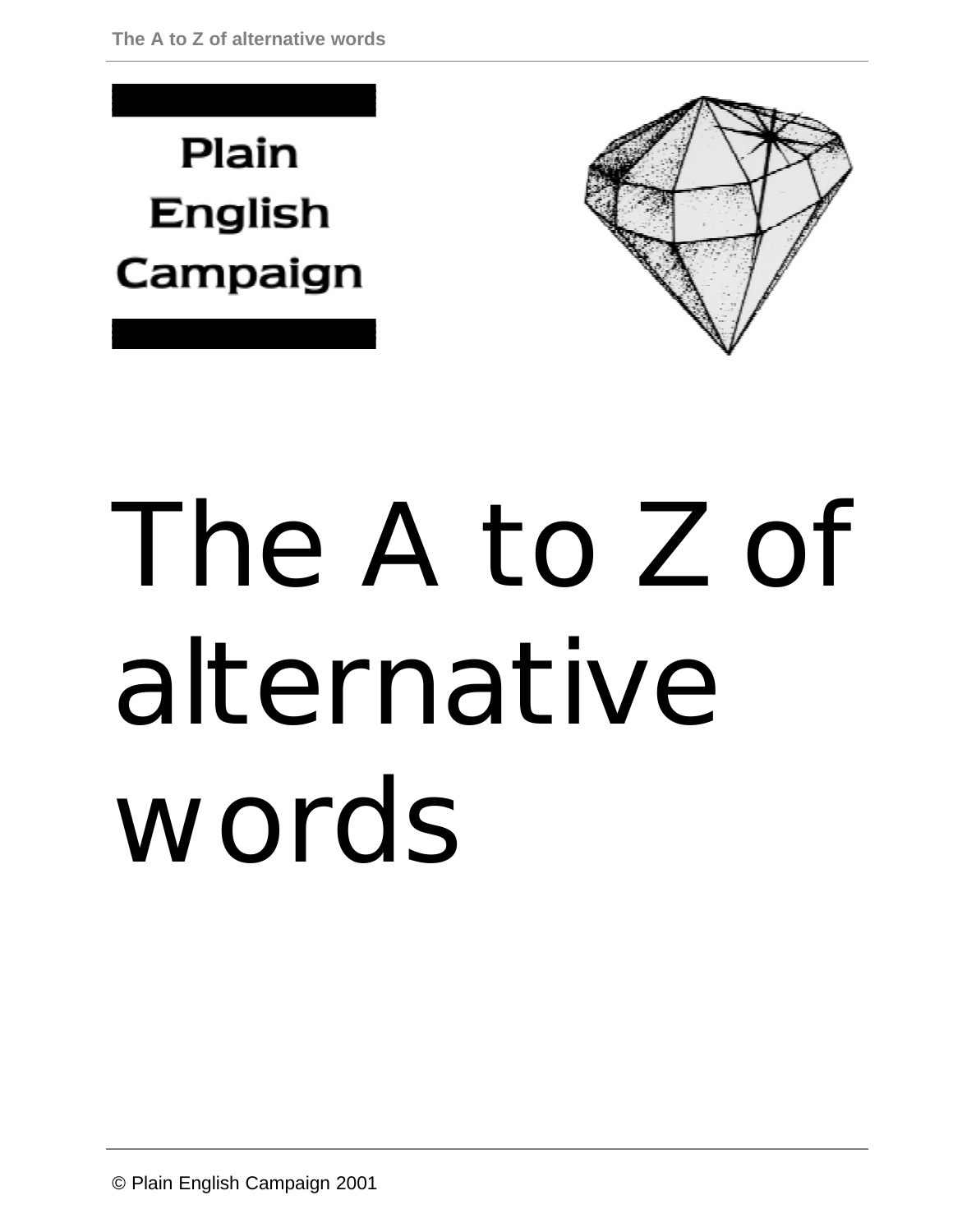Plain English Campaign

# The A to Z of alternative words

© Plain English Campaign 2001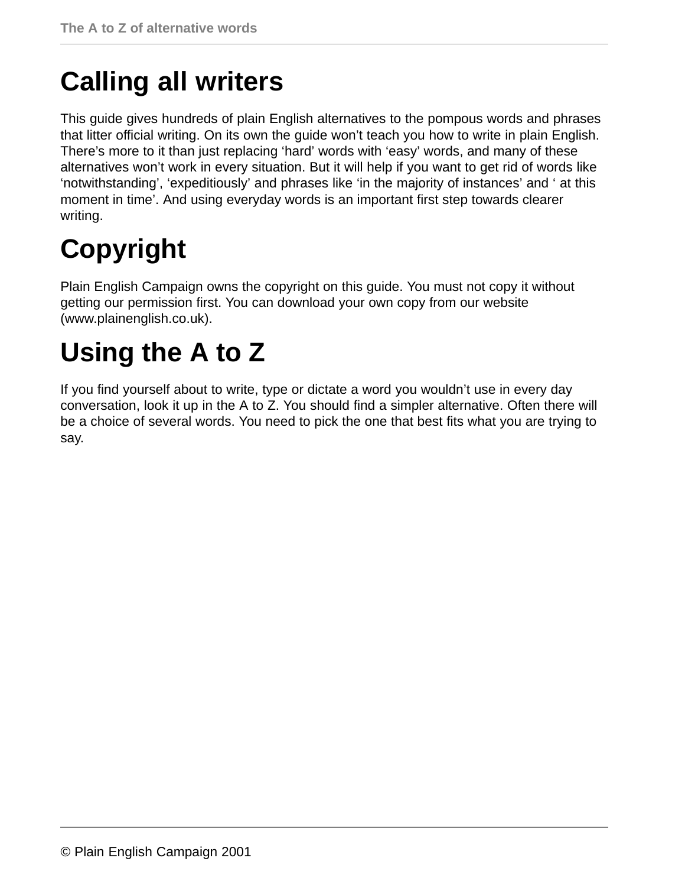# Calling all writers

This guide gives hundreds of plain English alternatives to the pompous words and phrases that litter official writing. On its own the guide won't teach you how to write in plain English. There's more to it than just replacing 'hard' words with 'easy' words, and many of these alternatives won't work in every situation. But it will help if you want to get rid of words like 'notwithstanding', 'expeditiously' and phrases like 'in the majority of instances' and ' at this moment in time'. And using everyday words is an important first step towards clearer writing.

# Copyright

Plain English Campaign owns the copyright on this guide. You must not copy it without getting our permission first. You can download your own copy from our website (www.plainenglish.co.uk).

# Using the A to Z

If you find yourself about to write, type or dictate a word you wouldn't use in every day conversation, look it up in the A to Z. You should find a simpler alternative. Often there will be a choice of several words. You need to pick the one that best fits what you are trying to say.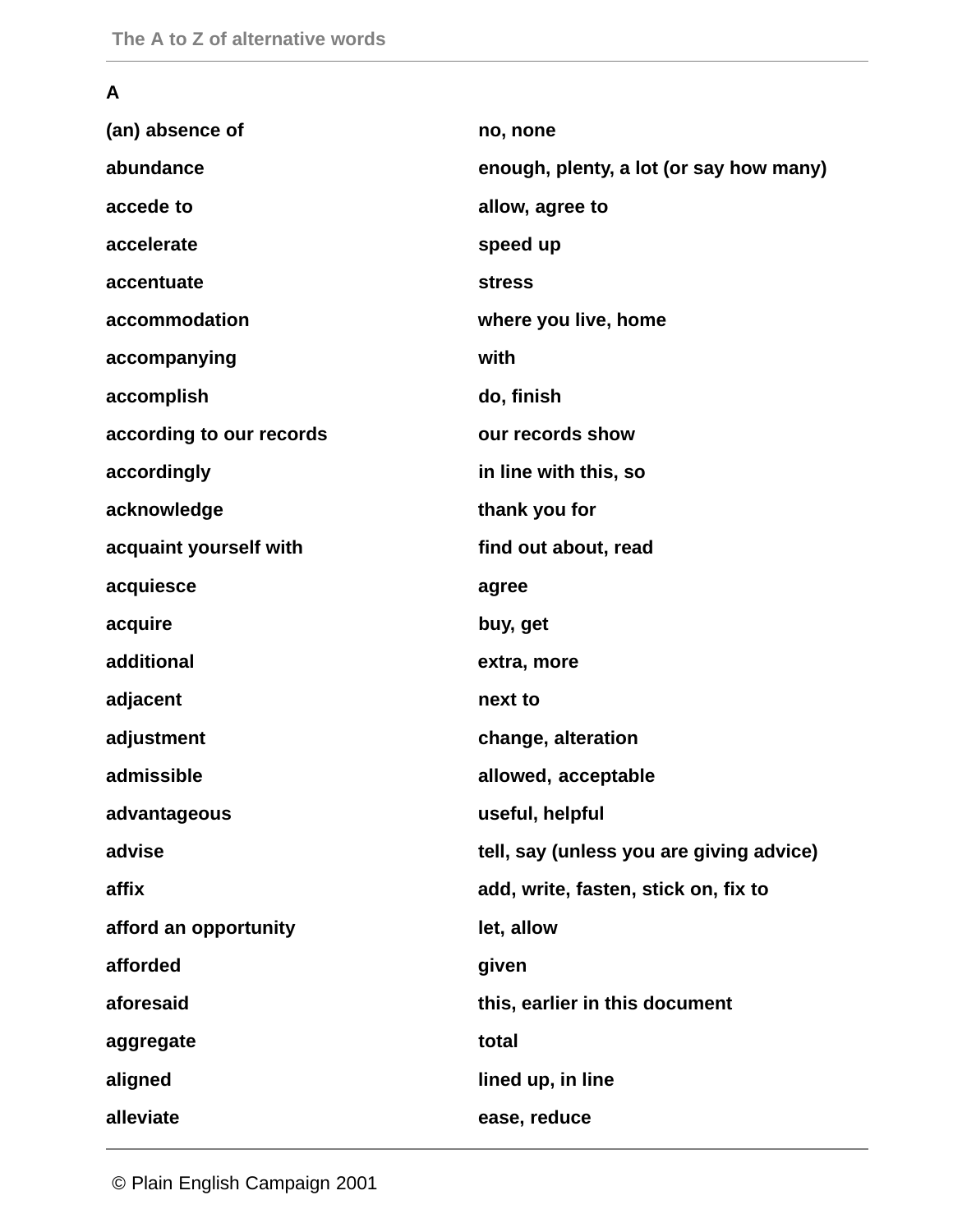## A

| | |
|---|---|
| (an) absence of | no, none |
| abundance | enough, plenty, a lot (or say how many) |
| accede to | allow, agree to |
| accelerate | speed up |
| accentuate | stress |
| accommodation | where you live, home |
| accompanying | with |
| accomplish | do, finish |
| according to our records | our records show |
| accordingly | in line with this, so |
| acknowledge | thank you for |
| acquaint yourself with | find out about, read |
| acquiesce | agree |
| acquire | buy, get |
| additional | extra, more |
| adjacent | next to |
| adjustment | change, alteration |
| admissible | allowed, acceptable |
| advantageous | useful, helpful |
| advise | tell, say (unless you are giving advice) |
| affix | add, write, fasten, stick on, fix to |
| afford an opportunity | let, allow |
| afforded | given |
| aforesaid | this, earlier in this document |
| aggregate | total |
| aligned | lined up, in line |
| alleviate | ease, reduce |

© Plain English Campaign 2001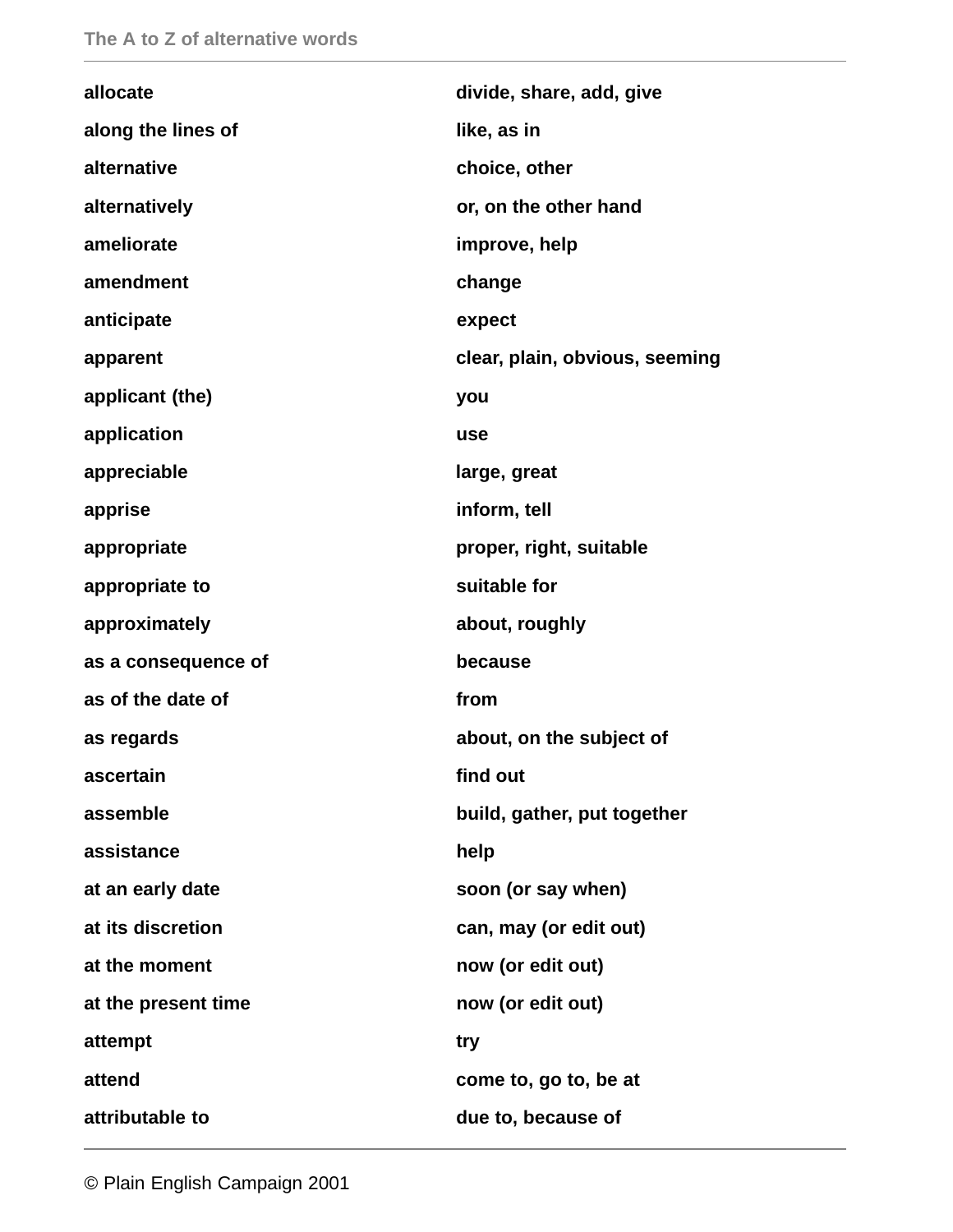| | |
|---|---|
| **allocate** | **divide, share, add, give** |
| **along the lines of** | **like, as in** |
| **alternative** | **choice, other** |
| **alternatively** | **or, on the other hand** |
| **ameliorate** | **improve, help** |
| **amendment** | **change** |
| **anticipate** | **expect** |
| **apparent** | **clear, plain, obvious, seeming** |
| **applicant (the)** | **you** |
| **application** | **use** |
| **appreciable** | **large, great** |
| **apprise** | **inform, tell** |
| **appropriate** | **proper, right, suitable** |
| **appropriate to** | **suitable for** |
| **approximately** | **about, roughly** |
| **as a consequence of** | **because** |
| **as of the date of** | **from** |
| **as regards** | **about, on the subject of** |
| **ascertain** | **find out** |
| **assemble** | **build, gather, put together** |
| **assistance** | **help** |
| **at an early date** | **soon (or say when)** |
| **at its discretion** | **can, may (or edit out)** |
| **at the moment** | **now (or edit out)** |
| **at the present time** | **now (or edit out)** |
| **attempt** | **try** |
| **attend** | **come to, go to, be at** |
| **attributable to** | **due to, because of** |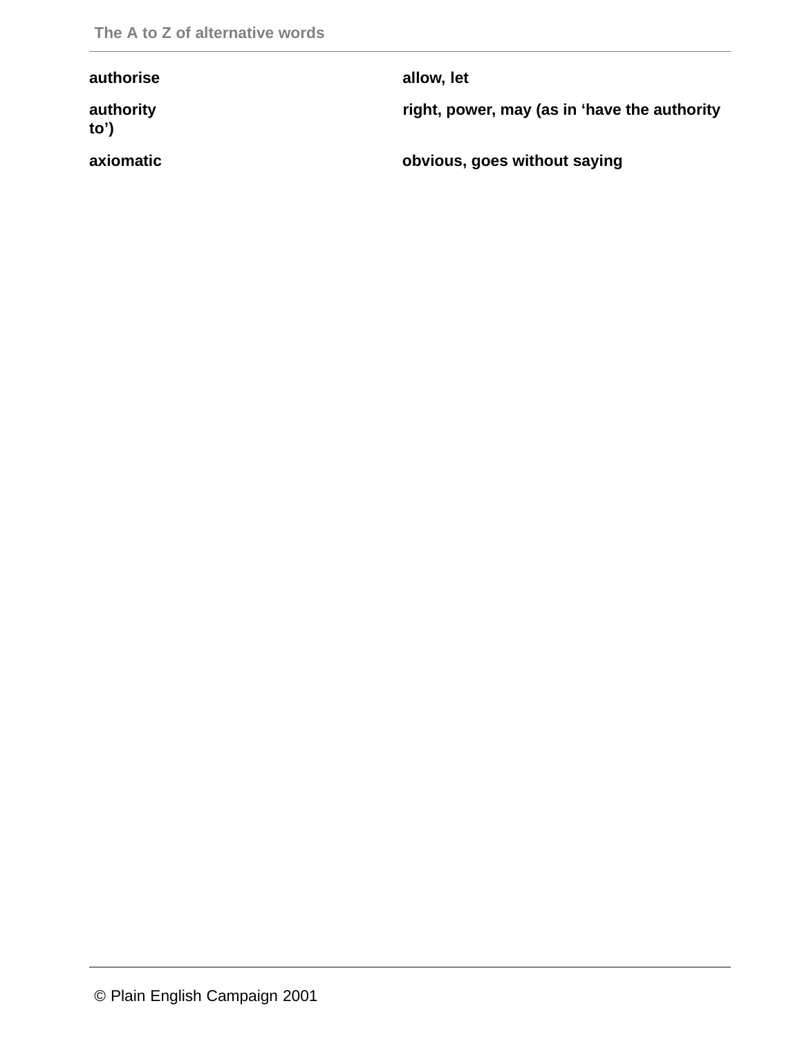| | |
|---|---|
| **authorise** | **allow, let** |
| **authority** | **right, power, may (as in 'have the authority to')** |
| **axiomatic** | **obvious, goes without saying** |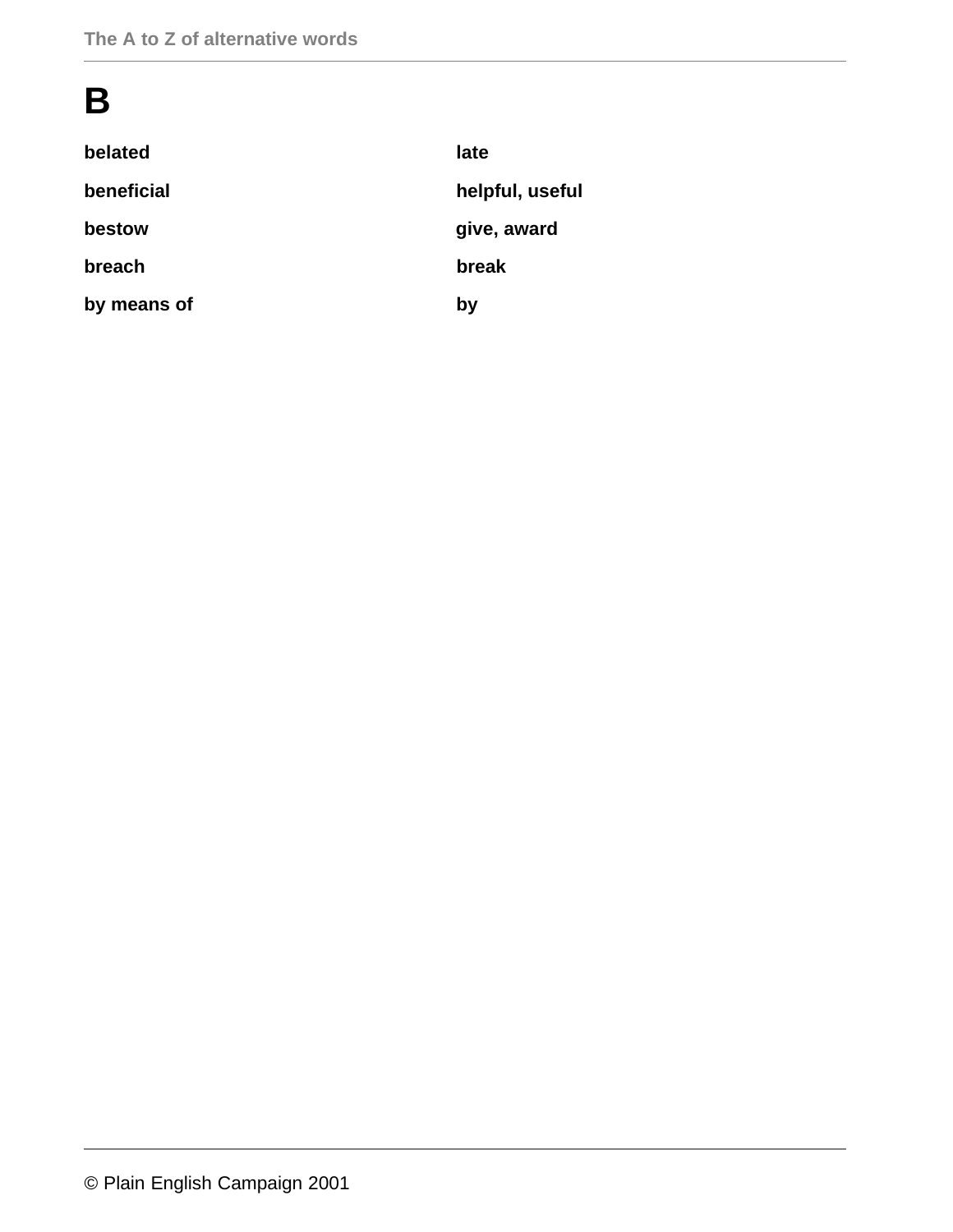# B

| | |
|---|---|
| **belated** | **late** |
| **beneficial** | **helpful, useful** |
| **bestow** | **give, award** |
| **breach** | **break** |
| **by means of** | **by** |

© Plain English Campaign 2001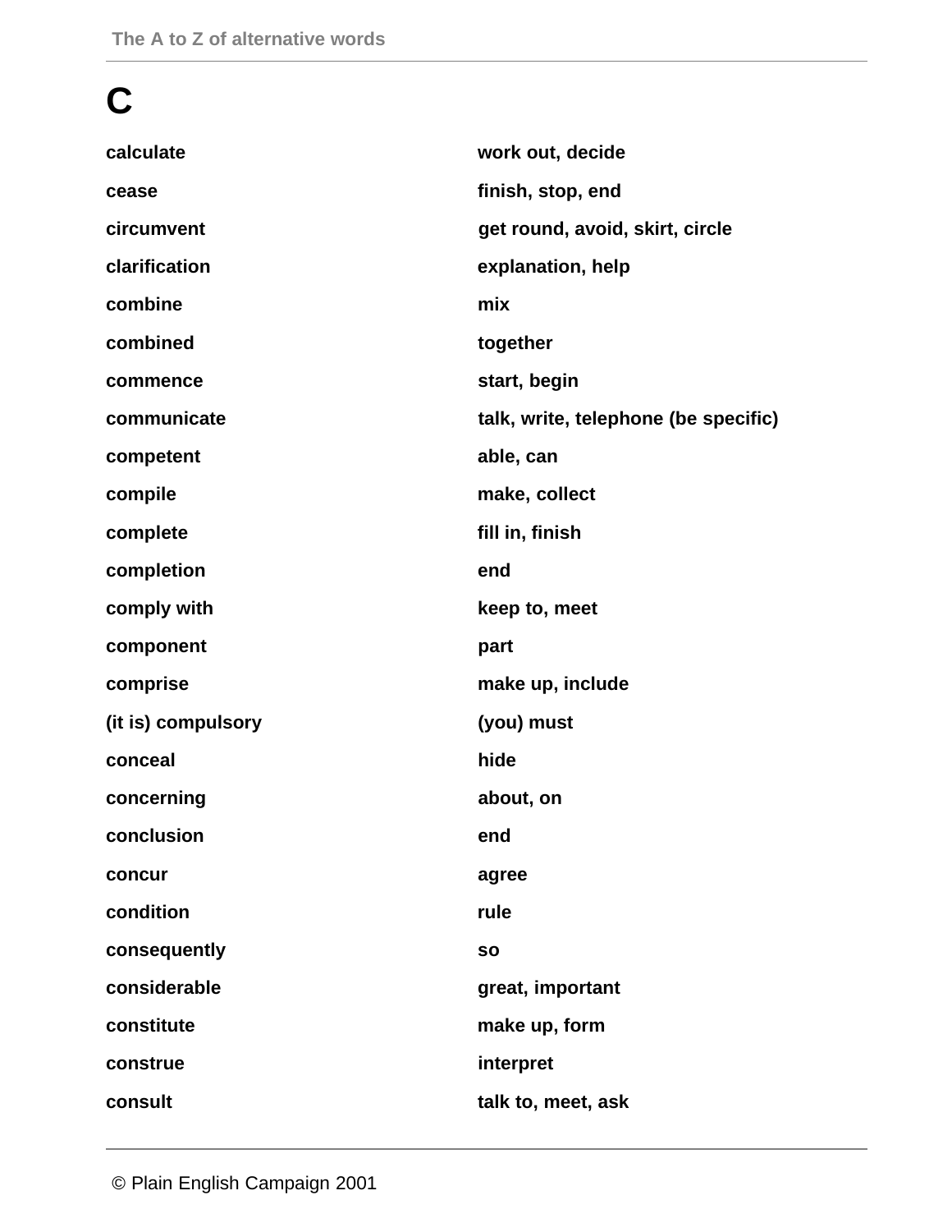# C

| | |
|---|---|
| calculate | work out, decide |
| cease | finish, stop, end |
| circumvent | get round, avoid, skirt, circle |
| clarification | explanation, help |
| combine | mix |
| combined | together |
| commence | start, begin |
| communicate | talk, write, telephone (be specific) |
| competent | able, can |
| compile | make, collect |
| complete | fill in, finish |
| completion | end |
| comply with | keep to, meet |
| component | part |
| comprise | make up, include |
| (it is) compulsory | (you) must |
| conceal | hide |
| concerning | about, on |
| conclusion | end |
| concur | agree |
| condition | rule |
| consequently | so |
| considerable | great, important |
| constitute | make up, form |
| construe | interpret |
| consult | talk to, meet, ask |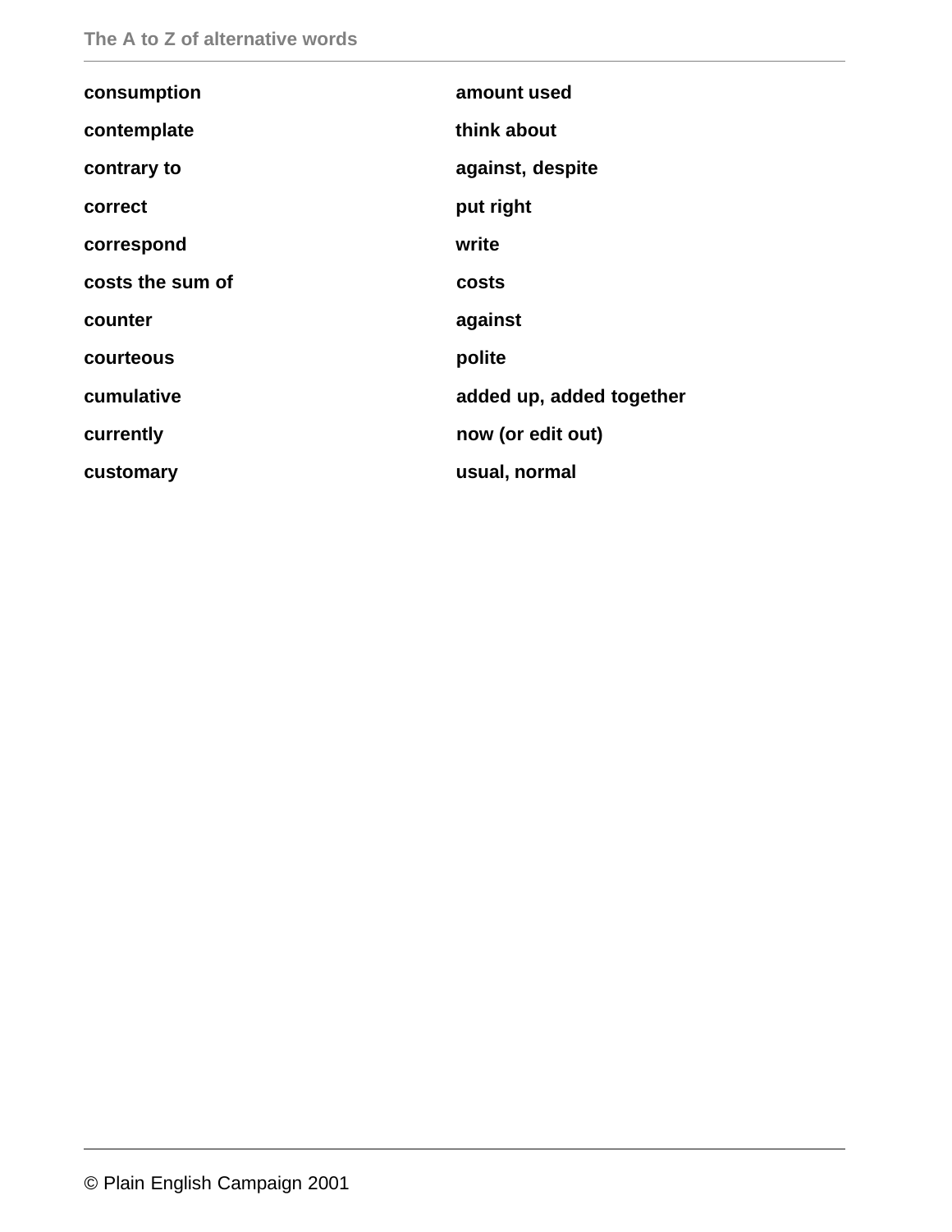| | |
|---|---|
| **consumption** | **amount used** |
| **contemplate** | **think about** |
| **contrary to** | **against, despite** |
| **correct** | **put right** |
| **correspond** | **write** |
| **costs the sum of** | **costs** |
| **counter** | **against** |
| **courteous** | **polite** |
| **cumulative** | **added up, added together** |
| **currently** | **now (or edit out)** |
| **customary** | **usual, normal** |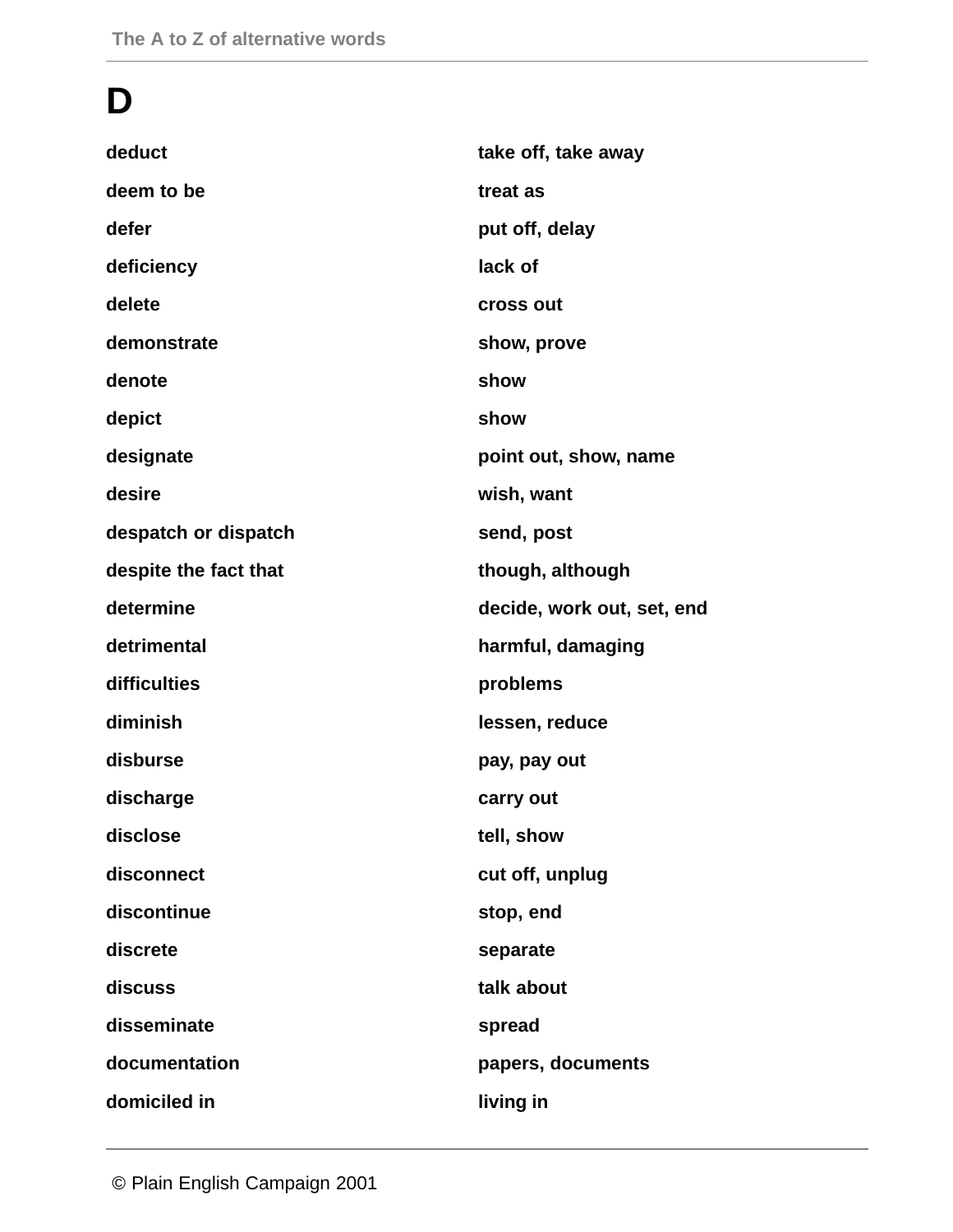# D

| | |
|---|---|
| **deduct** | **take off, take away** |
| **deem to be** | **treat as** |
| **defer** | **put off, delay** |
| **deficiency** | **lack of** |
| **delete** | **cross out** |
| **demonstrate** | **show, prove** |
| **denote** | **show** |
| **depict** | **show** |
| **designate** | **point out, show, name** |
| **desire** | **wish, want** |
| **despatch or dispatch** | **send, post** |
| **despite the fact that** | **though, although** |
| **determine** | **decide, work out, set, end** |
| **detrimental** | **harmful, damaging** |
| **difficulties** | **problems** |
| **diminish** | **lessen, reduce** |
| **disburse** | **pay, pay out** |
| **discharge** | **carry out** |
| **disclose** | **tell, show** |
| **disconnect** | **cut off, unplug** |
| **discontinue** | **stop, end** |
| **discrete** | **separate** |
| **discuss** | **talk about** |
| **disseminate** | **spread** |
| **documentation** | **papers, documents** |
| **domiciled in** | **living in** |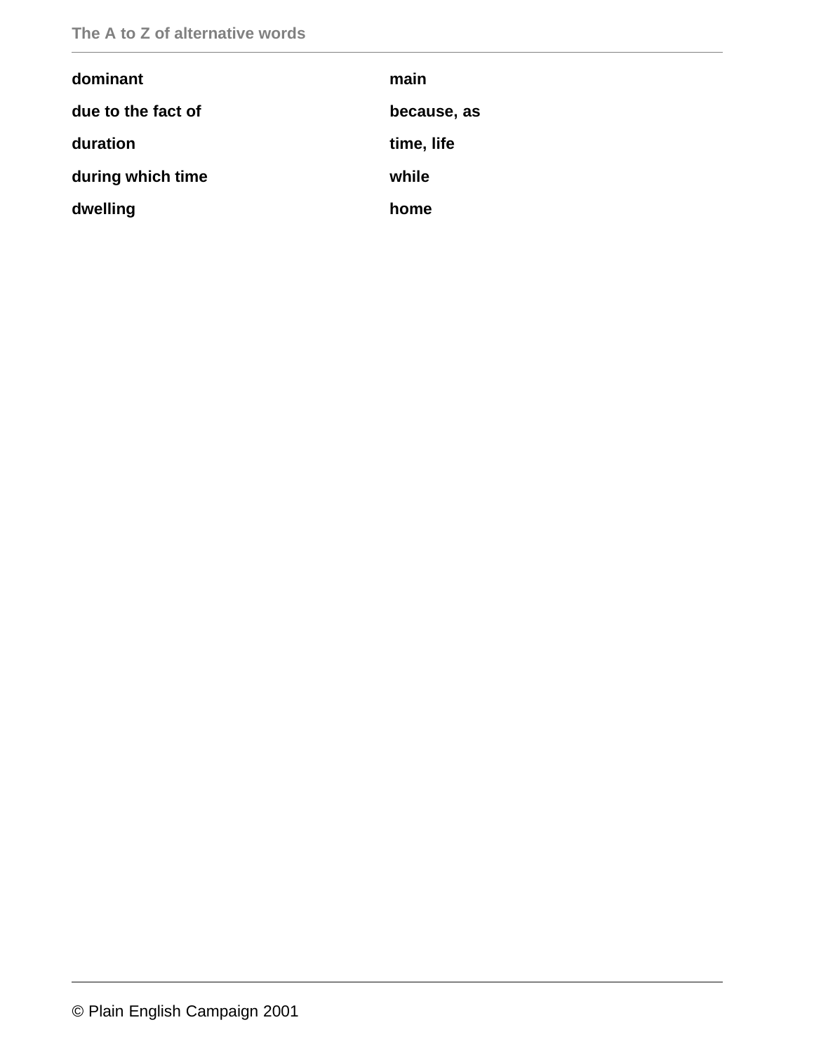| | |
|---|---|
| **dominant** | **main** |
| **due to the fact of** | **because, as** |
| **duration** | **time, life** |
| **during which time** | **while** |
| **dwelling** | **home** |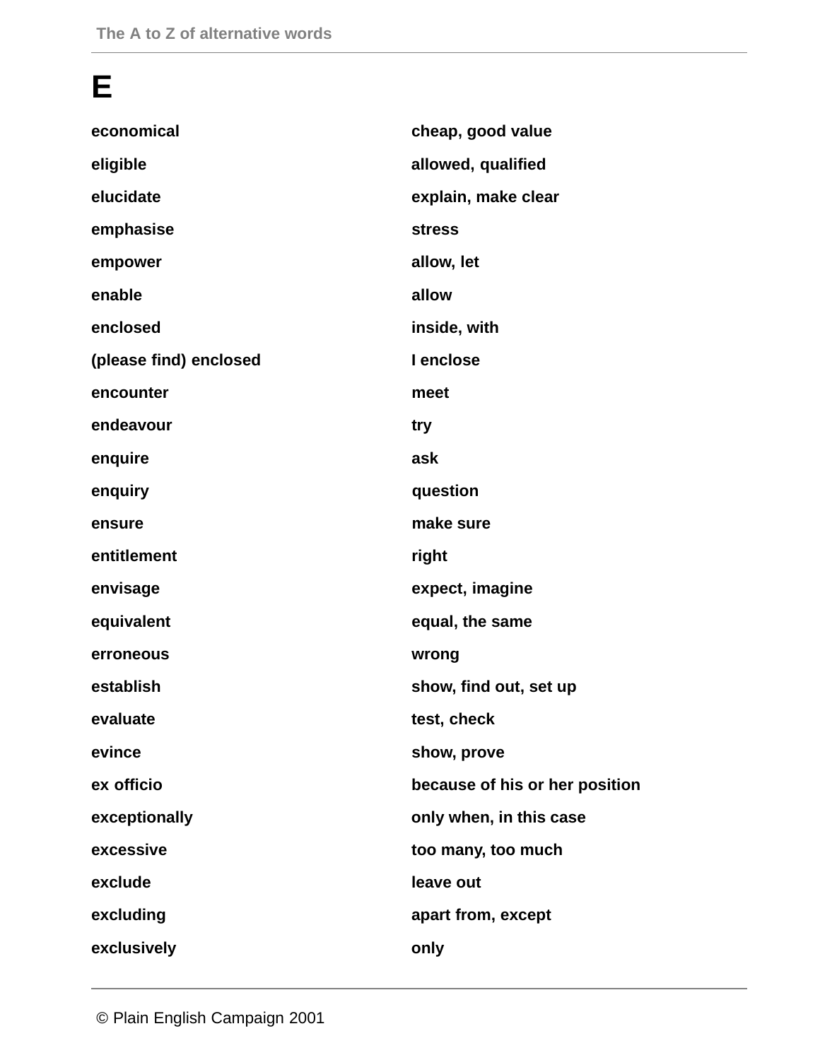# E

| | |
|---|---|
| **economical** | **cheap, good value** |
| **eligible** | **allowed, qualified** |
| **elucidate** | **explain, make clear** |
| **emphasise** | **stress** |
| **empower** | **allow, let** |
| **enable** | **allow** |
| **enclosed** | **inside, with** |
| **(please find) enclosed** | **I enclose** |
| **encounter** | **meet** |
| **endeavour** | **try** |
| **enquire** | **ask** |
| **enquiry** | **question** |
| **ensure** | **make sure** |
| **entitlement** | **right** |
| **envisage** | **expect, imagine** |
| **equivalent** | **equal, the same** |
| **erroneous** | **wrong** |
| **establish** | **show, find out, set up** |
| **evaluate** | **test, check** |
| **evince** | **show, prove** |
| **ex officio** | **because of his or her position** |
| **exceptionally** | **only when, in this case** |
| **excessive** | **too many, too much** |
| **exclude** | **leave out** |
| **excluding** | **apart from, except** |
| **exclusively** | **only** |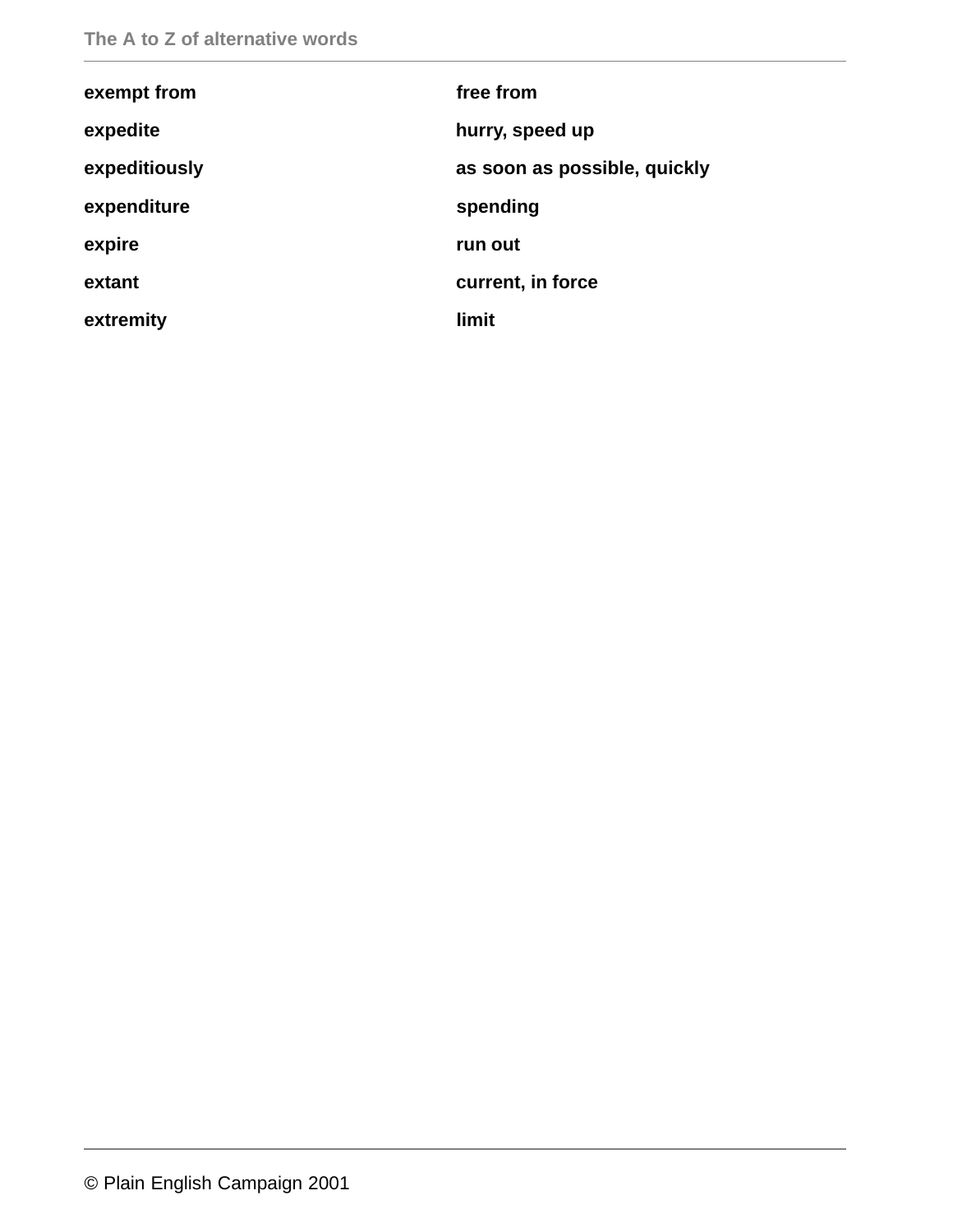| | |
|---|---|
| **exempt from** | **free from** |
| **expedite** | **hurry, speed up** |
| **expeditiously** | **as soon as possible, quickly** |
| **expenditure** | **spending** |
| **expire** | **run out** |
| **extant** | **current, in force** |
| **extremity** | **limit** |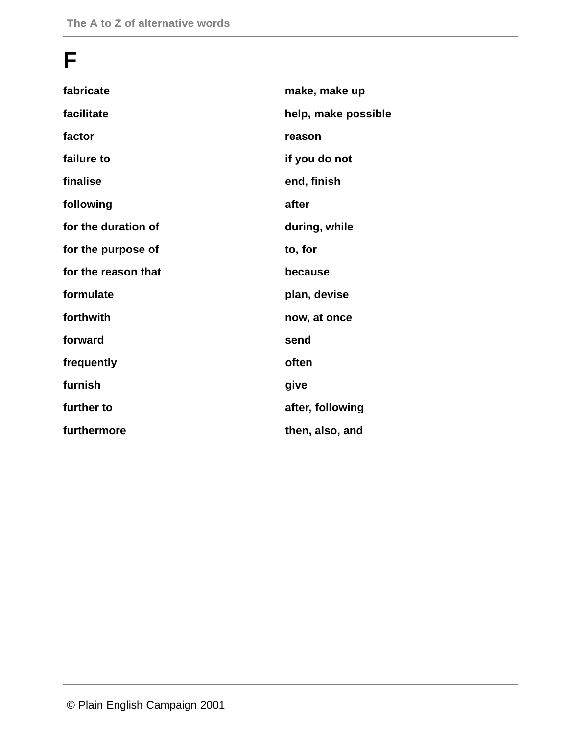# F

| | |
|---|---|
| **fabricate** | **make, make up** |
| **facilitate** | **help, make possible** |
| **factor** | **reason** |
| **failure to** | **if you do not** |
| **finalise** | **end, finish** |
| **following** | **after** |
| **for the duration of** | **during, while** |
| **for the purpose of** | **to, for** |
| **for the reason that** | **because** |
| **formulate** | **plan, devise** |
| **forthwith** | **now, at once** |
| **forward** | **send** |
| **frequently** | **often** |
| **furnish** | **give** |
| **further to** | **after, following** |
| **furthermore** | **then, also, and** |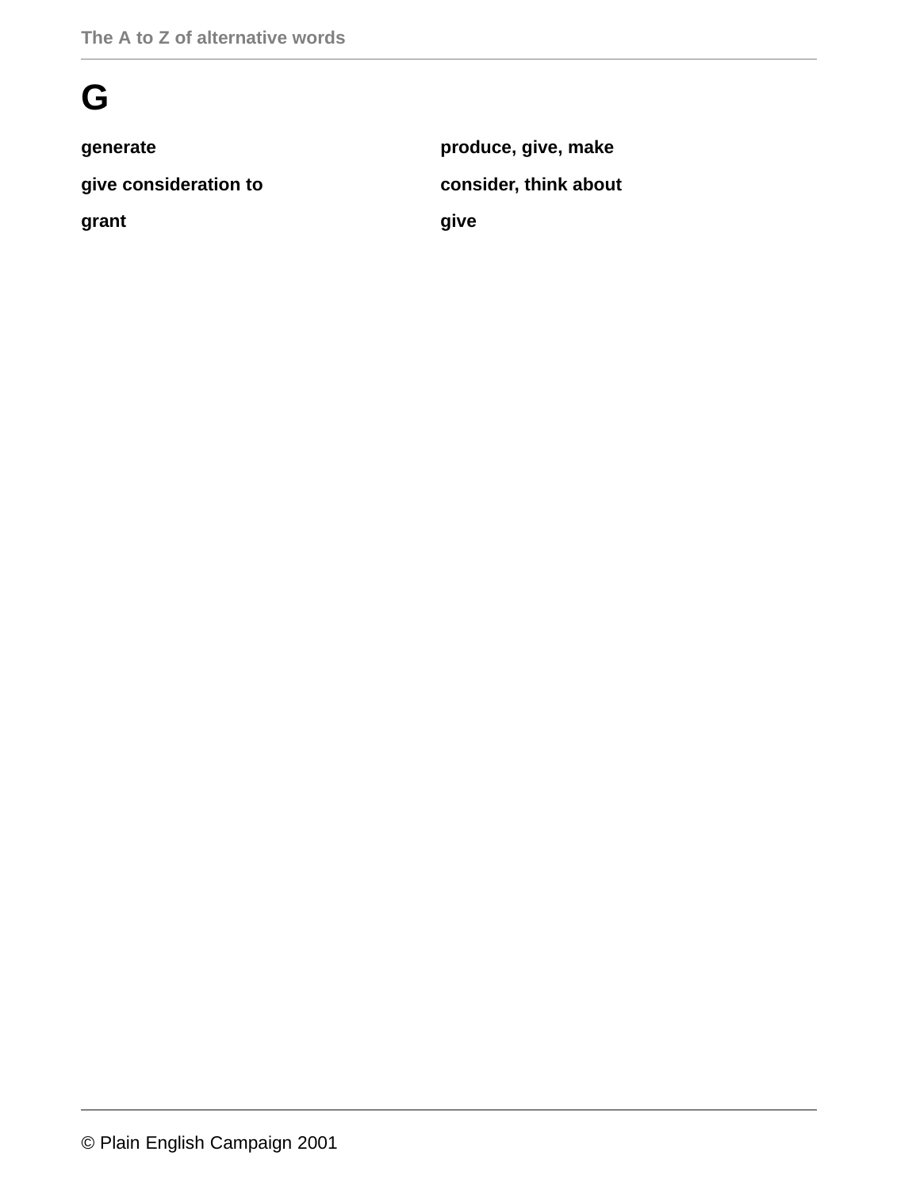# G

| | |
|---|---|
| **generate** | **produce, give, make** |
| **give consideration to** | **consider, think about** |
| **grant** | **give** |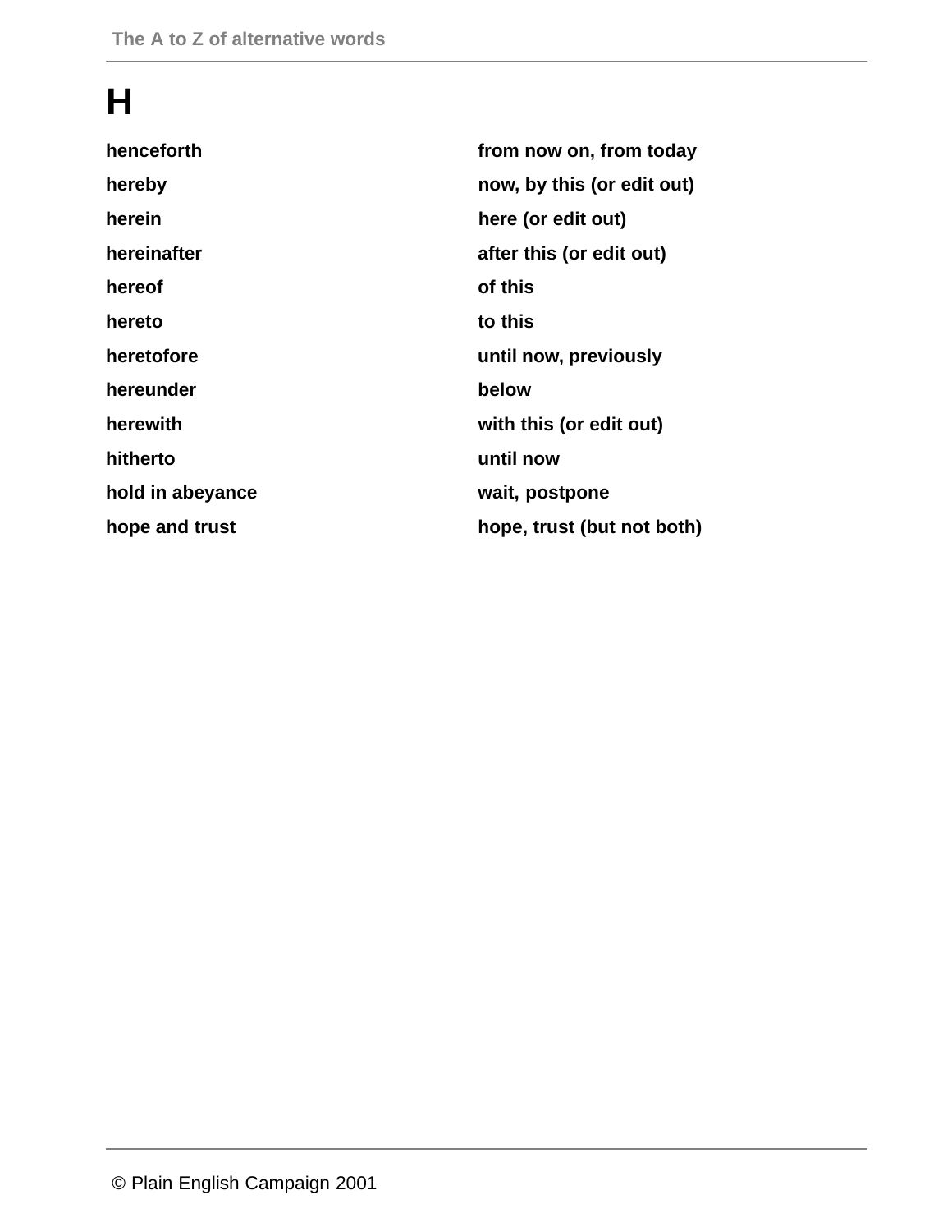# H

| | |
|---|---|
| **henceforth** | **from now on, from today** |
| **hereby** | **now, by this (or edit out)** |
| **herein** | **here (or edit out)** |
| **hereinafter** | **after this (or edit out)** |
| **hereof** | **of this** |
| **hereto** | **to this** |
| **heretofore** | **until now, previously** |
| **hereunder** | **below** |
| **herewith** | **with this (or edit out)** |
| **hitherto** | **until now** |
| **hold in abeyance** | **wait, postpone** |
| **hope and trust** | **hope, trust (but not both)** |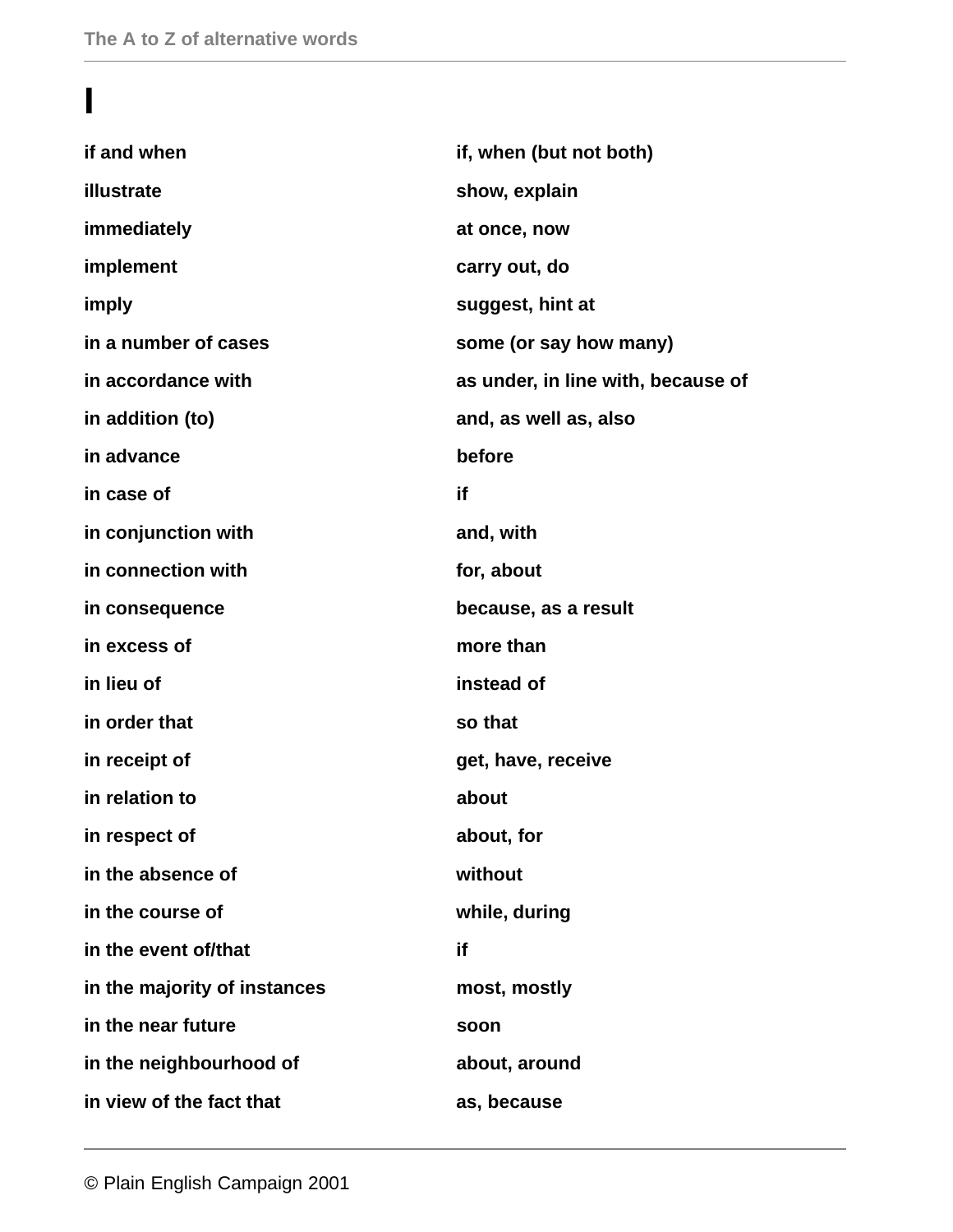# I

| | |
|---|---|
| **if and when** | **if, when (but not both)** |
| **illustrate** | **show, explain** |
| **immediately** | **at once, now** |
| **implement** | **carry out, do** |
| **imply** | **suggest, hint at** |
| **in a number of cases** | **some (or say how many)** |
| **in accordance with** | **as under, in line with, because of** |
| **in addition (to)** | **and, as well as, also** |
| **in advance** | **before** |
| **in case of** | **if** |
| **in conjunction with** | **and, with** |
| **in connection with** | **for, about** |
| **in consequence** | **because, as a result** |
| **in excess of** | **more than** |
| **in lieu of** | **instead of** |
| **in order that** | **so that** |
| **in receipt of** | **get, have, receive** |
| **in relation to** | **about** |
| **in respect of** | **about, for** |
| **in the absence of** | **without** |
| **in the course of** | **while, during** |
| **in the event of/that** | **if** |
| **in the majority of instances** | **most, mostly** |
| **in the near future** | **soon** |
| **in the neighbourhood of** | **about, around** |
| **in view of the fact that** | **as, because** |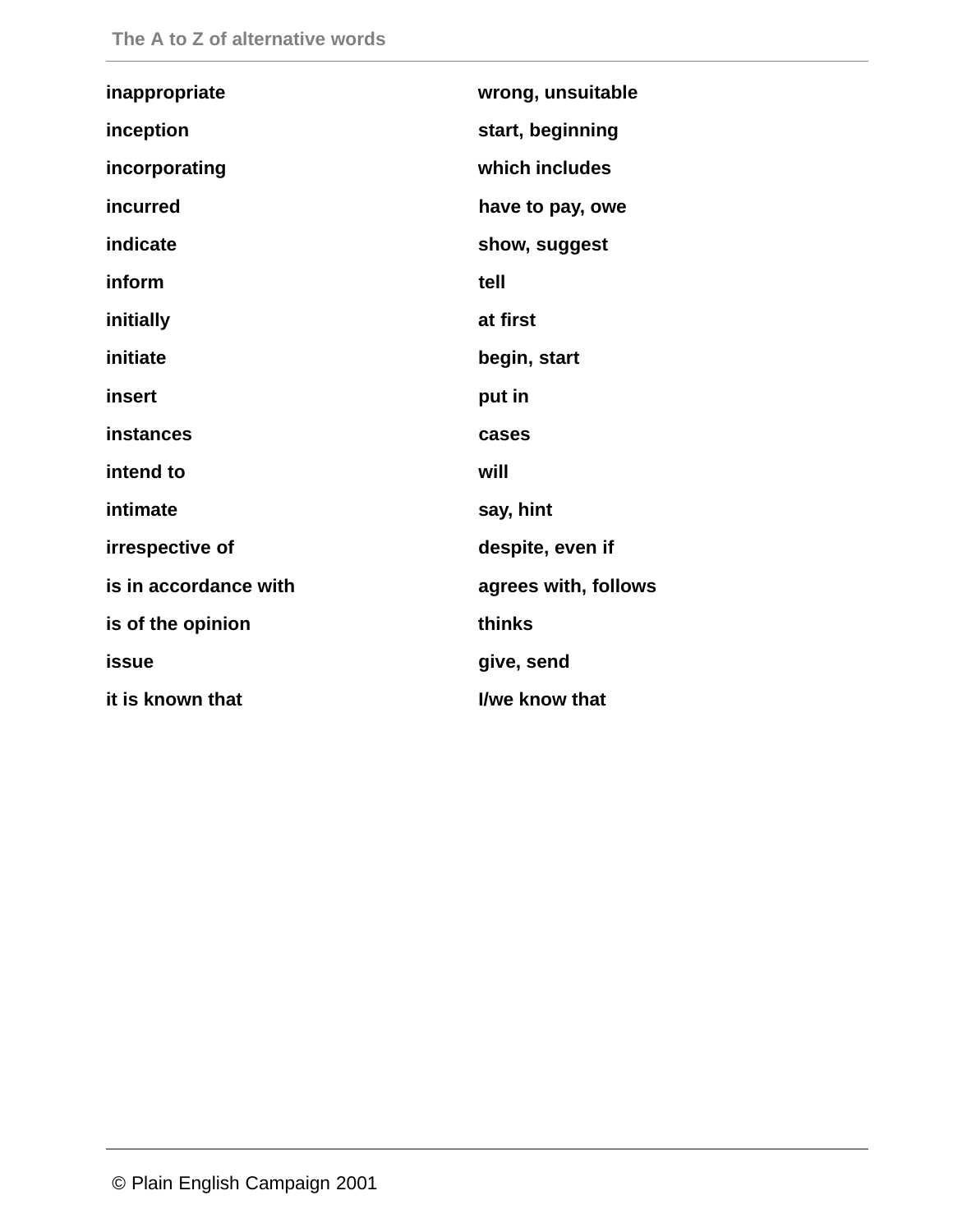| | |
|---|---|
| **inappropriate** | **wrong, unsuitable** |
| **inception** | **start, beginning** |
| **incorporating** | **which includes** |
| **incurred** | **have to pay, owe** |
| **indicate** | **show, suggest** |
| **inform** | **tell** |
| **initially** | **at first** |
| **initiate** | **begin, start** |
| **insert** | **put in** |
| **instances** | **cases** |
| **intend to** | **will** |
| **intimate** | **say, hint** |
| **irrespective of** | **despite, even if** |
| **is in accordance with** | **agrees with, follows** |
| **is of the opinion** | **thinks** |
| **issue** | **give, send** |
| **it is known that** | **I/we know that** |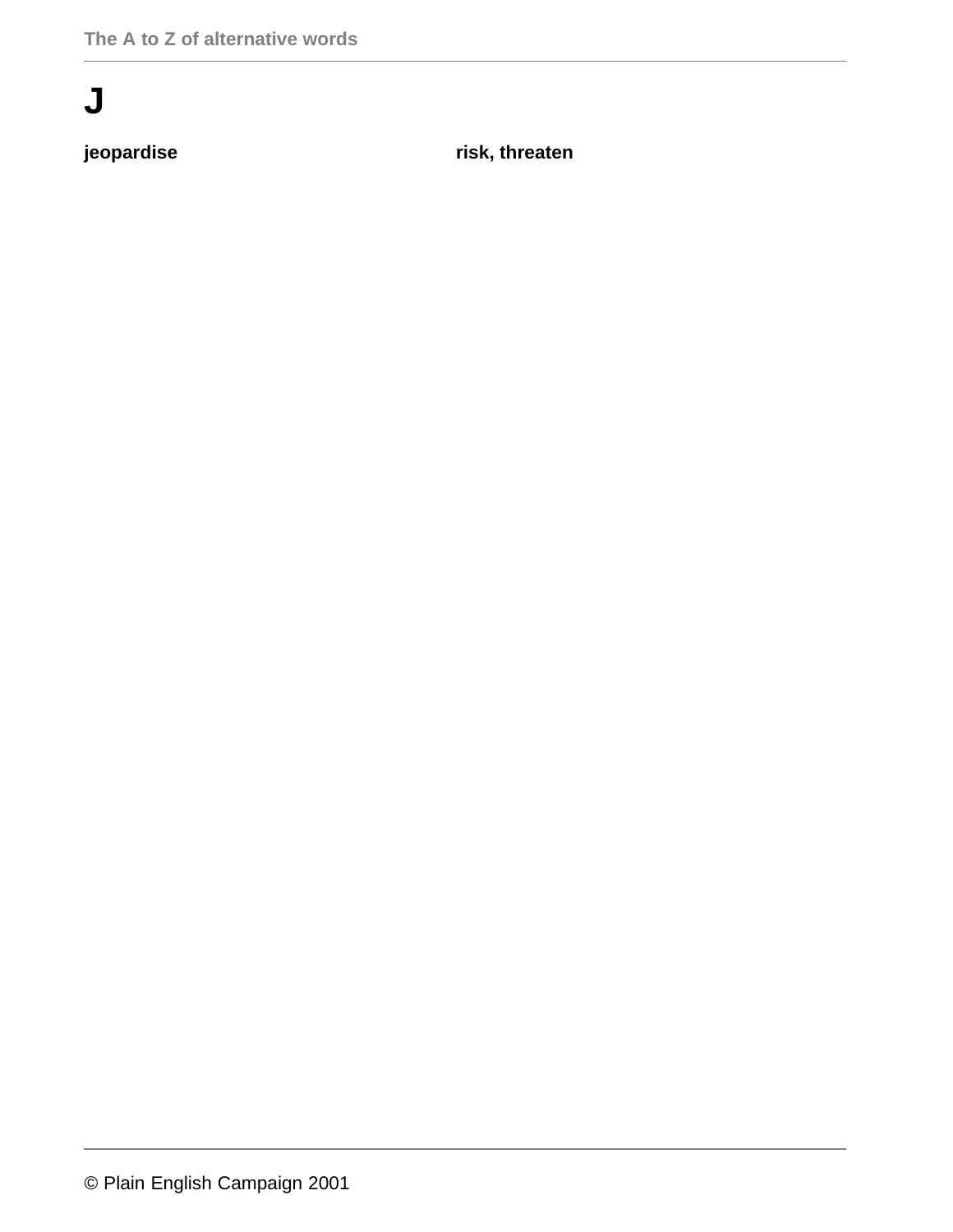# J

| | |
|---|---|
| **jeopardise** | **risk, threaten** |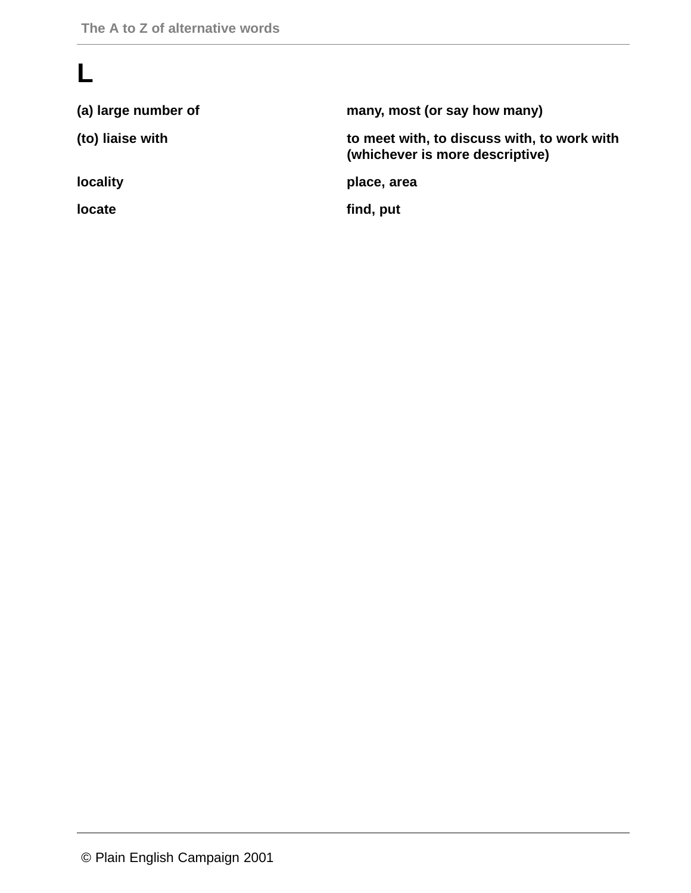# L

| | |
|---|---|
| **(a) large number of** | **many, most (or say how many)** |
| **(to) liaise with** | **to meet with, to discuss with, to work with (whichever is more descriptive)** |
| **locality** | **place, area** |
| **locate** | **find, put** |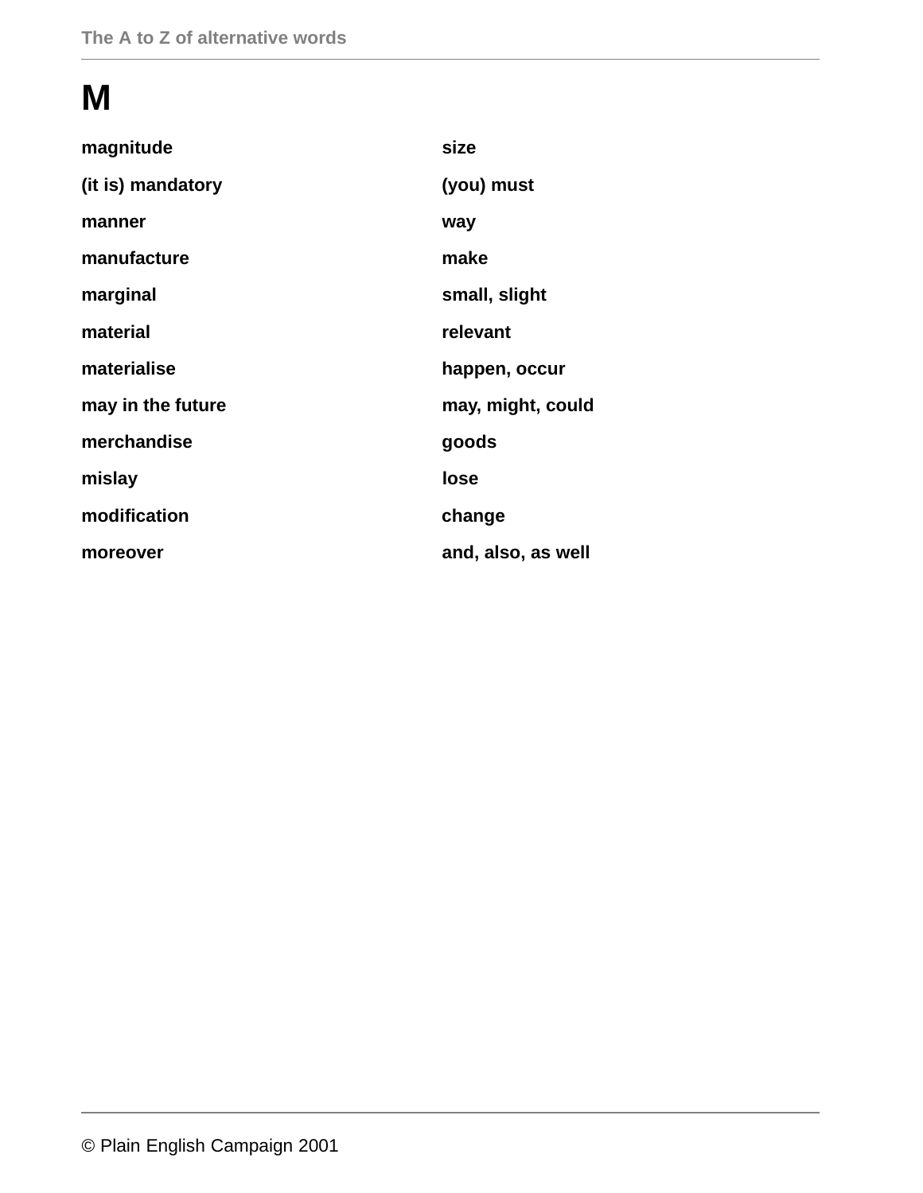# M

| | |
|---|---|
| **magnitude** | **size** |
| **(it is) mandatory** | **(you) must** |
| **manner** | **way** |
| **manufacture** | **make** |
| **marginal** | **small, slight** |
| **material** | **relevant** |
| **materialise** | **happen, occur** |
| **may in the future** | **may, might, could** |
| **merchandise** | **goods** |
| **mislay** | **lose** |
| **modification** | **change** |
| **moreover** | **and, also, as well** |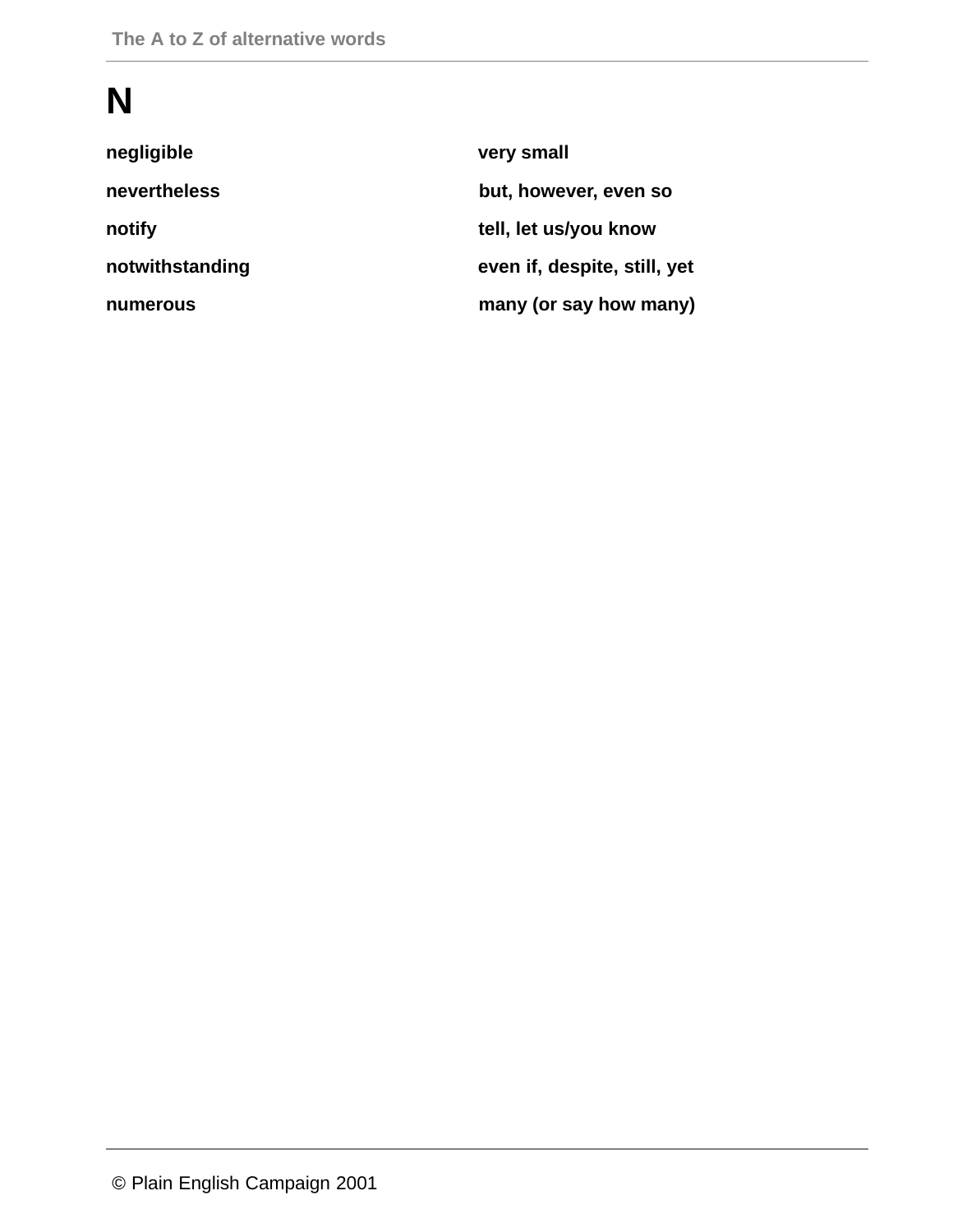# N

| | |
|---|---|
| **negligible** | **very small** |
| **nevertheless** | **but, however, even so** |
| **notify** | **tell, let us/you know** |
| **notwithstanding** | **even if, despite, still, yet** |
| **numerous** | **many (or say how many)** |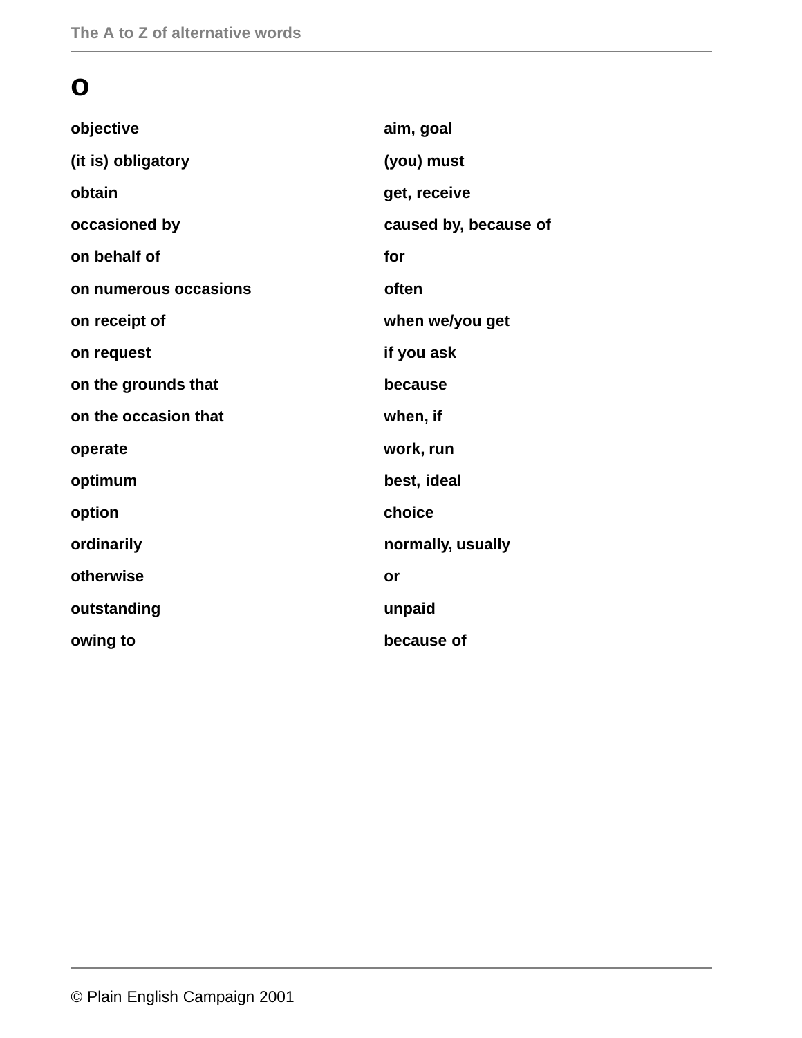# O

| | |
|---|---|
| **objective** | **aim, goal** |
| **(it is) obligatory** | **(you) must** |
| **obtain** | **get, receive** |
| **occasioned by** | **caused by, because of** |
| **on behalf of** | **for** |
| **on numerous occasions** | **often** |
| **on receipt of** | **when we/you get** |
| **on request** | **if you ask** |
| **on the grounds that** | **because** |
| **on the occasion that** | **when, if** |
| **operate** | **work, run** |
| **optimum** | **best, ideal** |
| **option** | **choice** |
| **ordinarily** | **normally, usually** |
| **otherwise** | **or** |
| **outstanding** | **unpaid** |
| **owing to** | **because of** |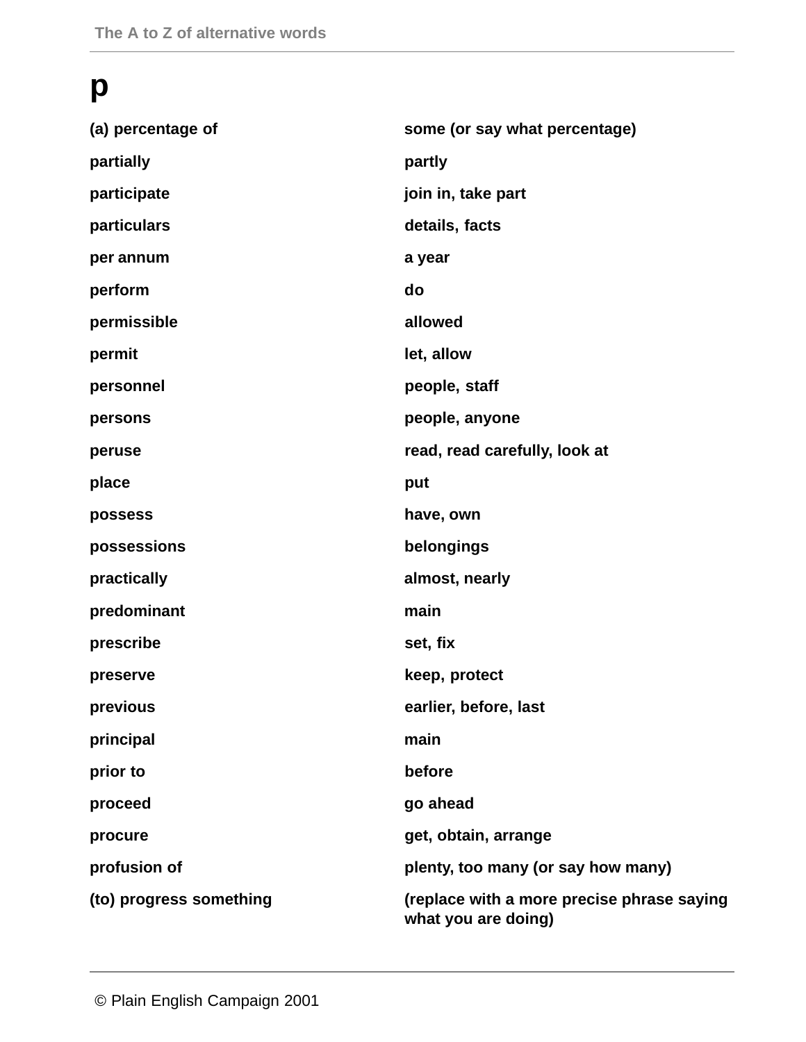# p

| | |
|---|---|
| (a) percentage of | some (or say what percentage) |
| partially | partly |
| participate | join in, take part |
| particulars | details, facts |
| per annum | a year |
| perform | do |
| permissible | allowed |
| permit | let, allow |
| personnel | people, staff |
| persons | people, anyone |
| peruse | read, read carefully, look at |
| place | put |
| possess | have, own |
| possessions | belongings |
| practically | almost, nearly |
| predominant | main |
| prescribe | set, fix |
| preserve | keep, protect |
| previous | earlier, before, last |
| principal | main |
| prior to | before |
| proceed | go ahead |
| procure | get, obtain, arrange |
| profusion of | plenty, too many (or say how many) |
| (to) progress something | (replace with a more precise phrase saying what you are doing) |

© Plain English Campaign 2001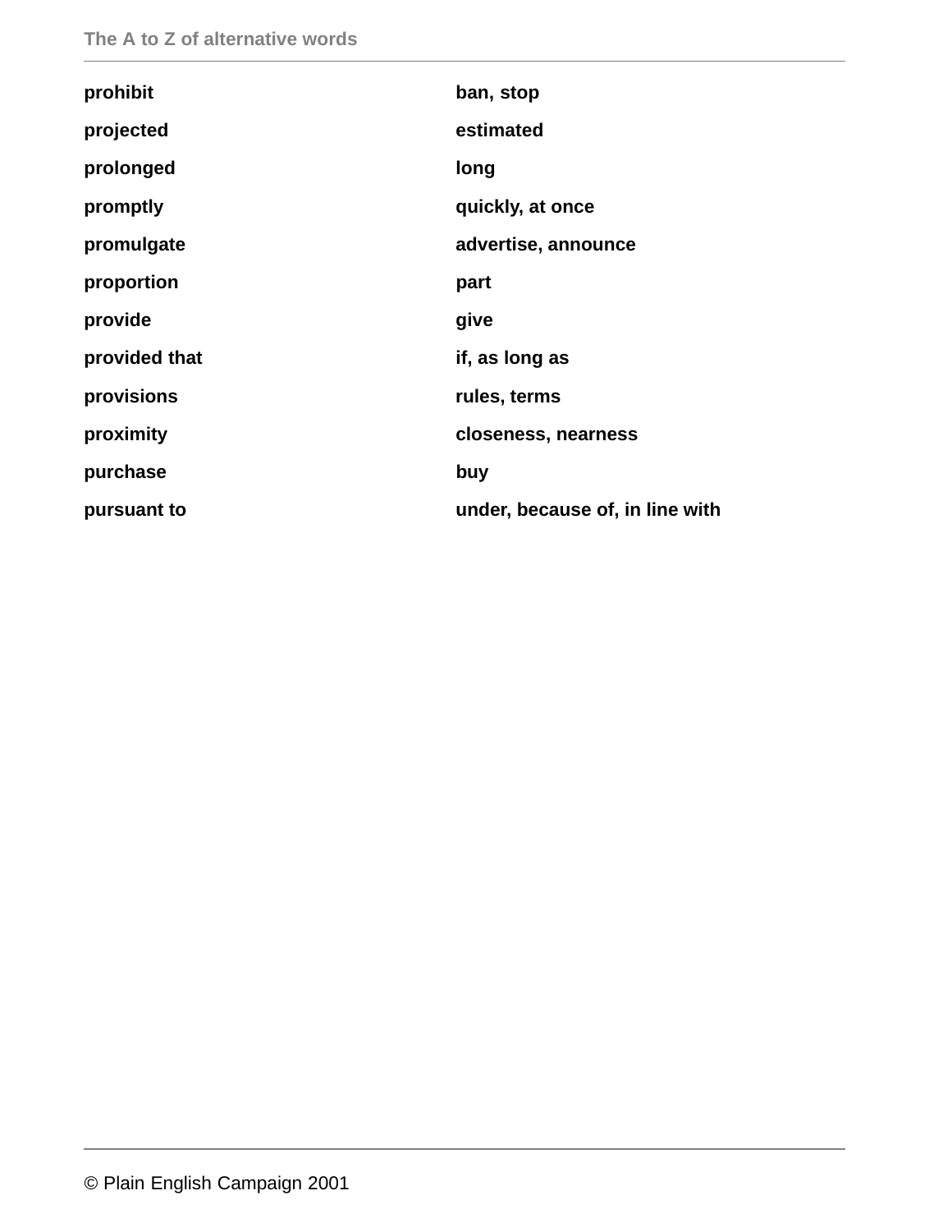| | |
|---|---|
| **prohibit** | **ban, stop** |
| **projected** | **estimated** |
| **prolonged** | **long** |
| **promptly** | **quickly, at once** |
| **promulgate** | **advertise, announce** |
| **proportion** | **part** |
| **provide** | **give** |
| **provided that** | **if, as long as** |
| **provisions** | **rules, terms** |
| **proximity** | **closeness, nearness** |
| **purchase** | **buy** |
| **pursuant to** | **under, because of, in line with** |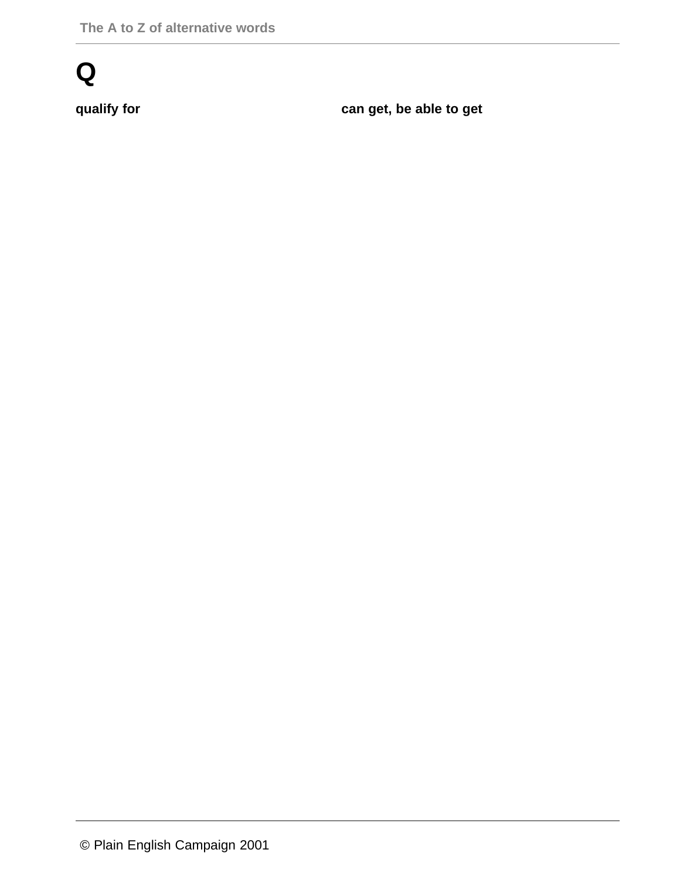# Q

| | |
|---|---|
| **qualify for** | **can get, be able to get** |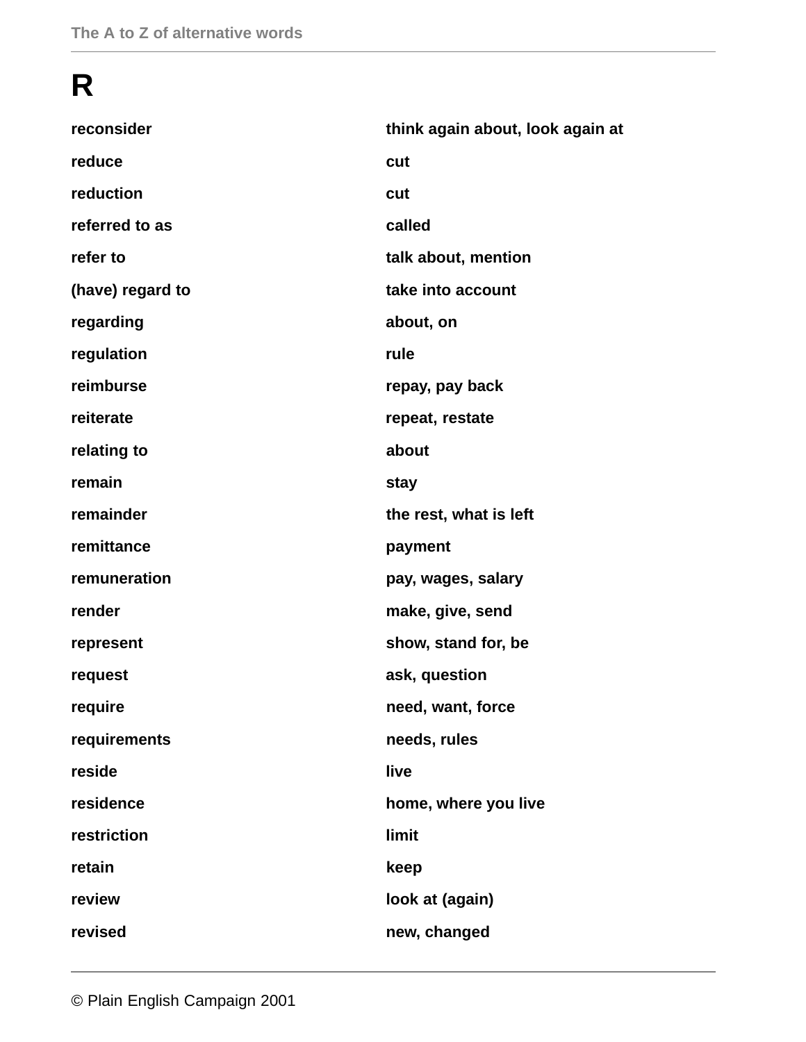# R

| | |
|---|---|
| **reconsider** | **think again about, look again at** |
| **reduce** | **cut** |
| **reduction** | **cut** |
| **referred to as** | **called** |
| **refer to** | **talk about, mention** |
| **(have) regard to** | **take into account** |
| **regarding** | **about, on** |
| **regulation** | **rule** |
| **reimburse** | **repay, pay back** |
| **reiterate** | **repeat, restate** |
| **relating to** | **about** |
| **remain** | **stay** |
| **remainder** | **the rest, what is left** |
| **remittance** | **payment** |
| **remuneration** | **pay, wages, salary** |
| **render** | **make, give, send** |
| **represent** | **show, stand for, be** |
| **request** | **ask, question** |
| **require** | **need, want, force** |
| **requirements** | **needs, rules** |
| **reside** | **live** |
| **residence** | **home, where you live** |
| **restriction** | **limit** |
| **retain** | **keep** |
| **review** | **look at (again)** |
| **revised** | **new, changed** |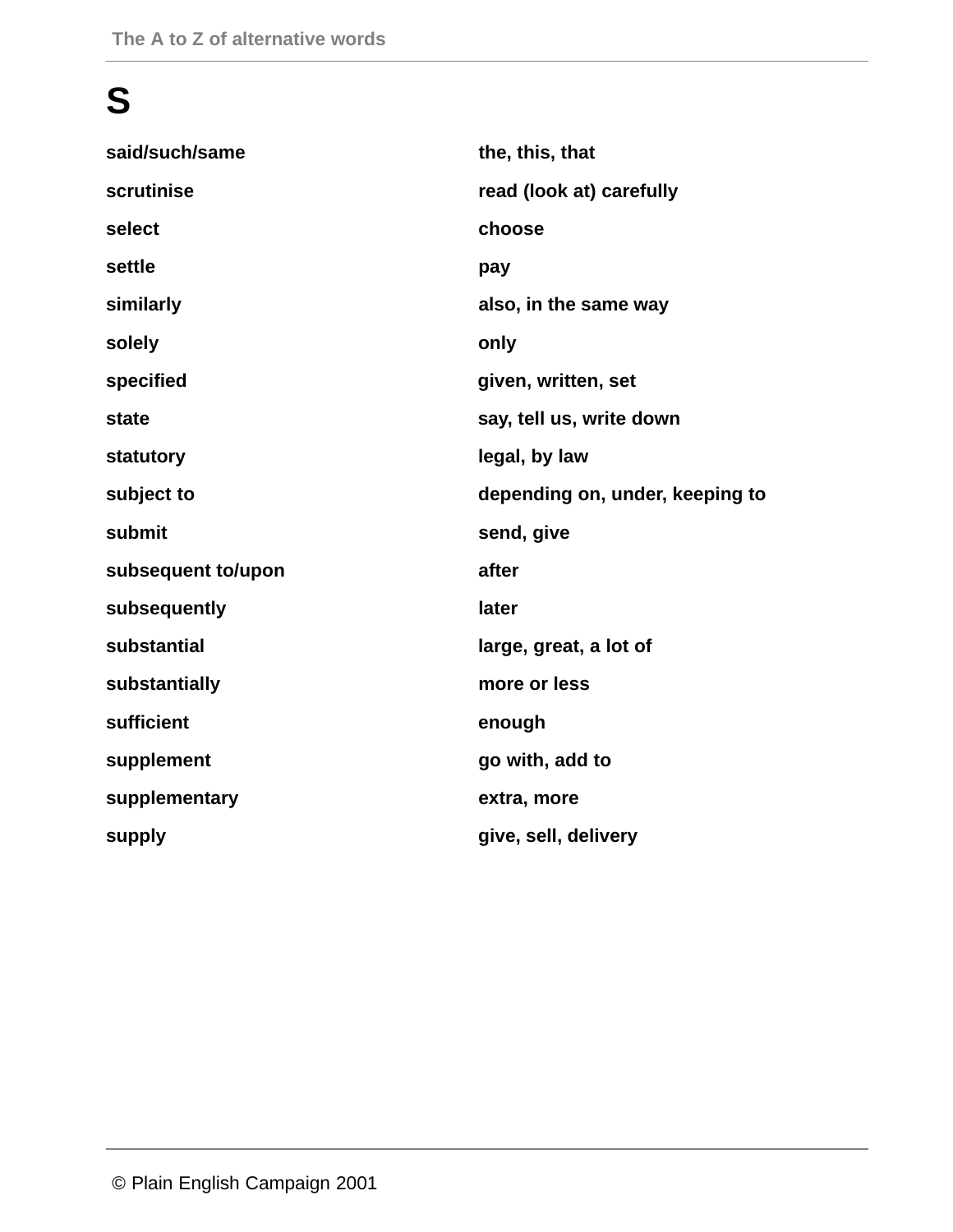# S

| | |
|---|---|
| **said/such/same** | **the, this, that** |
| **scrutinise** | **read (look at) carefully** |
| **select** | **choose** |
| **settle** | **pay** |
| **similarly** | **also, in the same way** |
| **solely** | **only** |
| **specified** | **given, written, set** |
| **state** | **say, tell us, write down** |
| **statutory** | **legal, by law** |
| **subject to** | **depending on, under, keeping to** |
| **submit** | **send, give** |
| **subsequent to/upon** | **after** |
| **subsequently** | **later** |
| **substantial** | **large, great, a lot of** |
| **substantially** | **more or less** |
| **sufficient** | **enough** |
| **supplement** | **go with, add to** |
| **supplementary** | **extra, more** |
| **supply** | **give, sell, delivery** |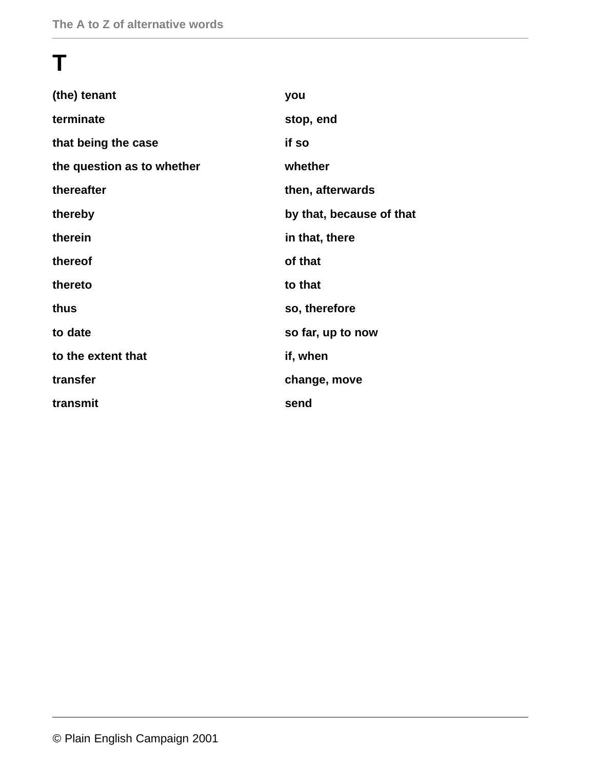# T

| | |
|---|---|
| **(the) tenant** | **you** |
| **terminate** | **stop, end** |
| **that being the case** | **if so** |
| **the question as to whether** | **whether** |
| **thereafter** | **then, afterwards** |
| **thereby** | **by that, because of that** |
| **therein** | **in that, there** |
| **thereof** | **of that** |
| **thereto** | **to that** |
| **thus** | **so, therefore** |
| **to date** | **so far, up to now** |
| **to the extent that** | **if, when** |
| **transfer** | **change, move** |
| **transmit** | **send** |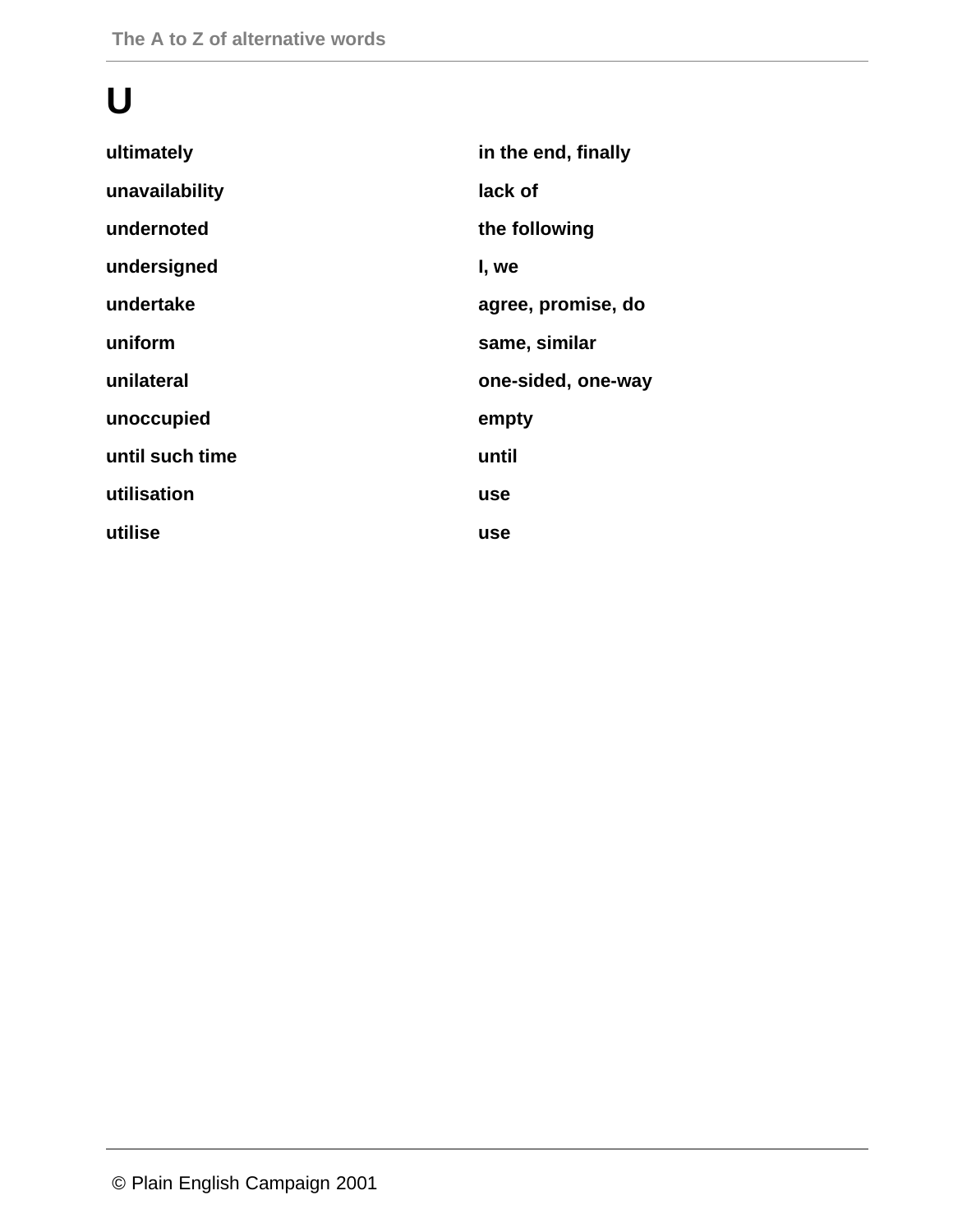# U

| | |
|---|---|
| **ultimately** | **in the end, finally** |
| **unavailability** | **lack of** |
| **undernoted** | **the following** |
| **undersigned** | **I, we** |
| **undertake** | **agree, promise, do** |
| **uniform** | **same, similar** |
| **unilateral** | **one-sided, one-way** |
| **unoccupied** | **empty** |
| **until such time** | **until** |
| **utilisation** | **use** |
| **utilise** | **use** |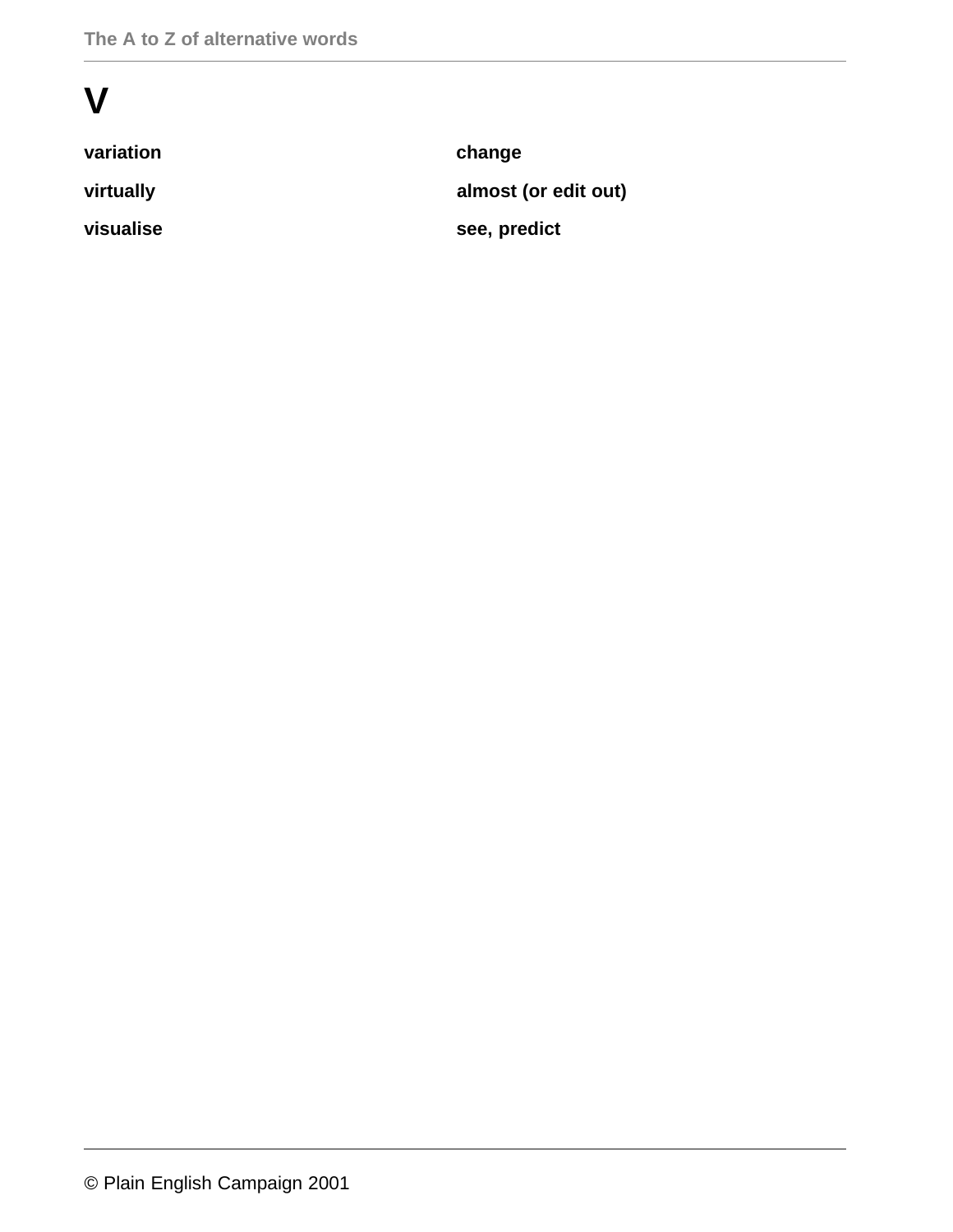# V

| | |
|---|---|
| **variation** | **change** |
| **virtually** | **almost (or edit out)** |
| **visualise** | **see, predict** |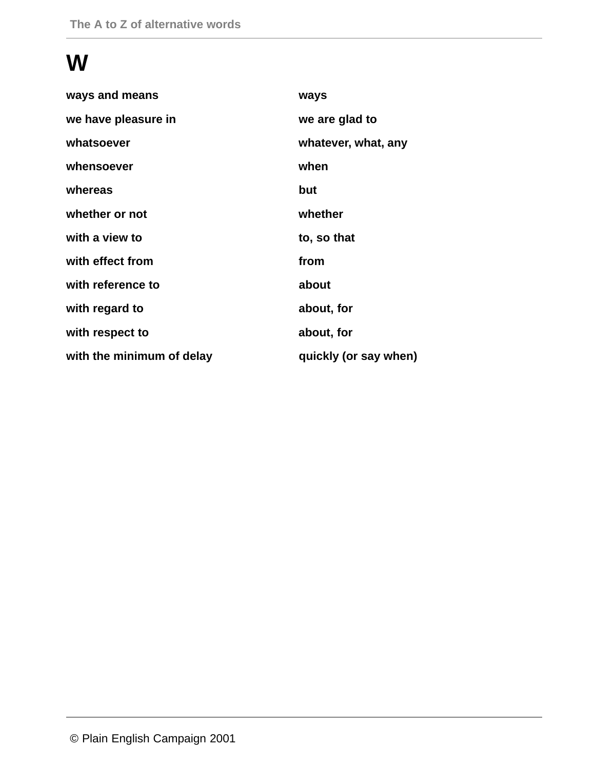# W

| | |
|---|---|
| **ways and means** | **ways** |
| **we have pleasure in** | **we are glad to** |
| **whatsoever** | **whatever, what, any** |
| **whensoever** | **when** |
| **whereas** | **but** |
| **whether or not** | **whether** |
| **with a view to** | **to, so that** |
| **with effect from** | **from** |
| **with reference to** | **about** |
| **with regard to** | **about, for** |
| **with respect to** | **about, for** |
| **with the minimum of delay** | **quickly (or say when)** |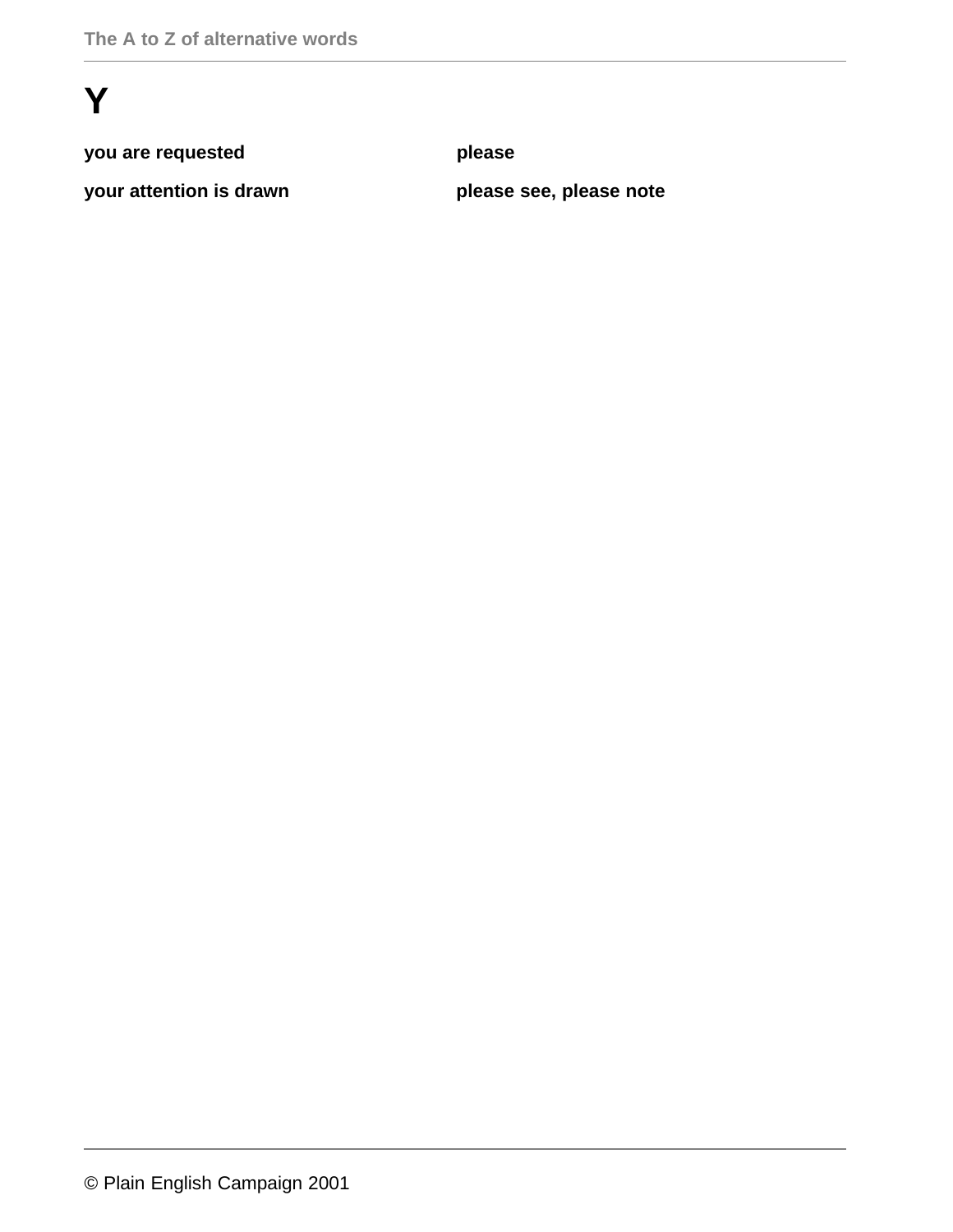# Y

| | |
|---|---|
| **you are requested** | **please** |
| **your attention is drawn** | **please see, please note** |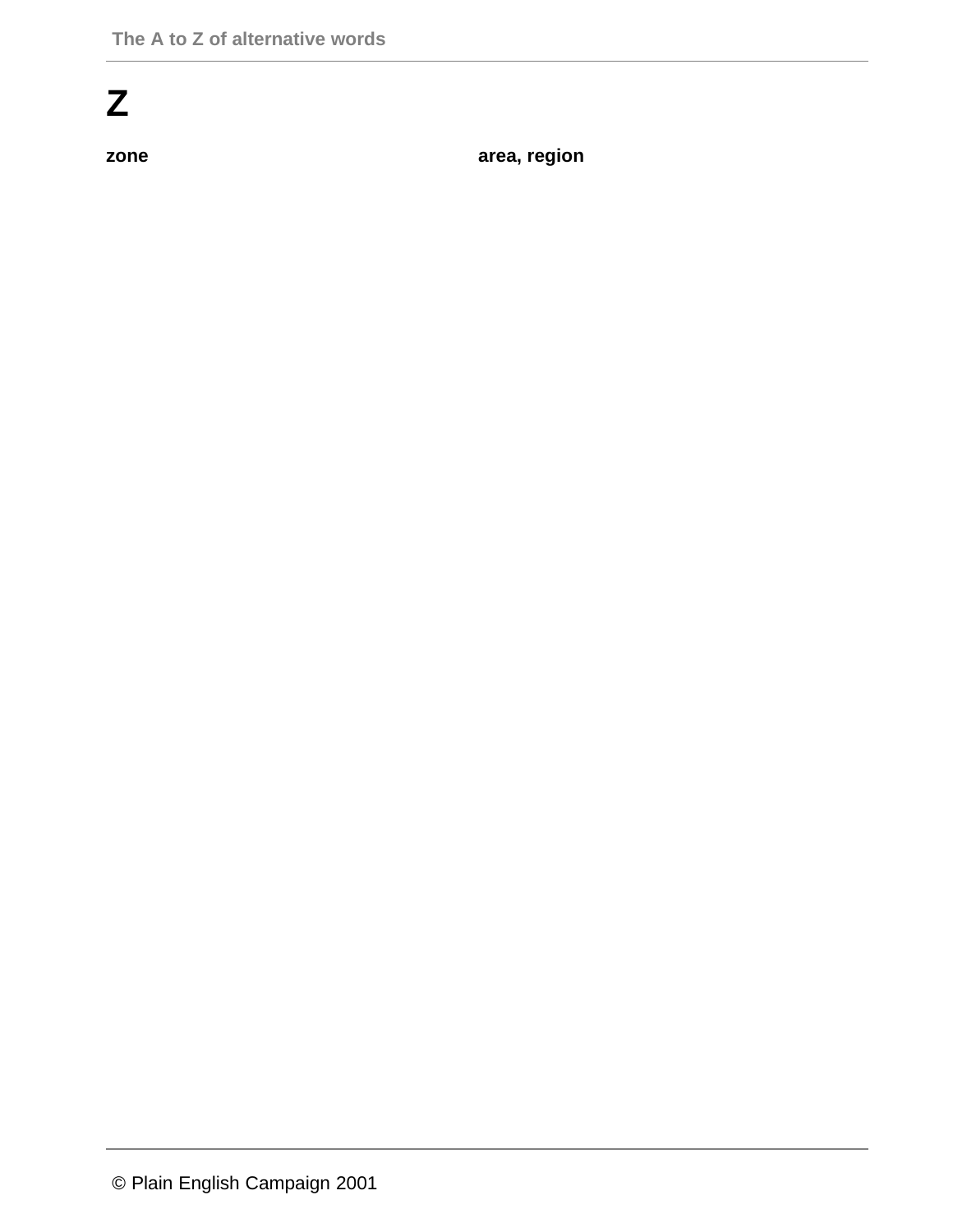# Z

| | |
|---|---|
| **zone** | **area, region** |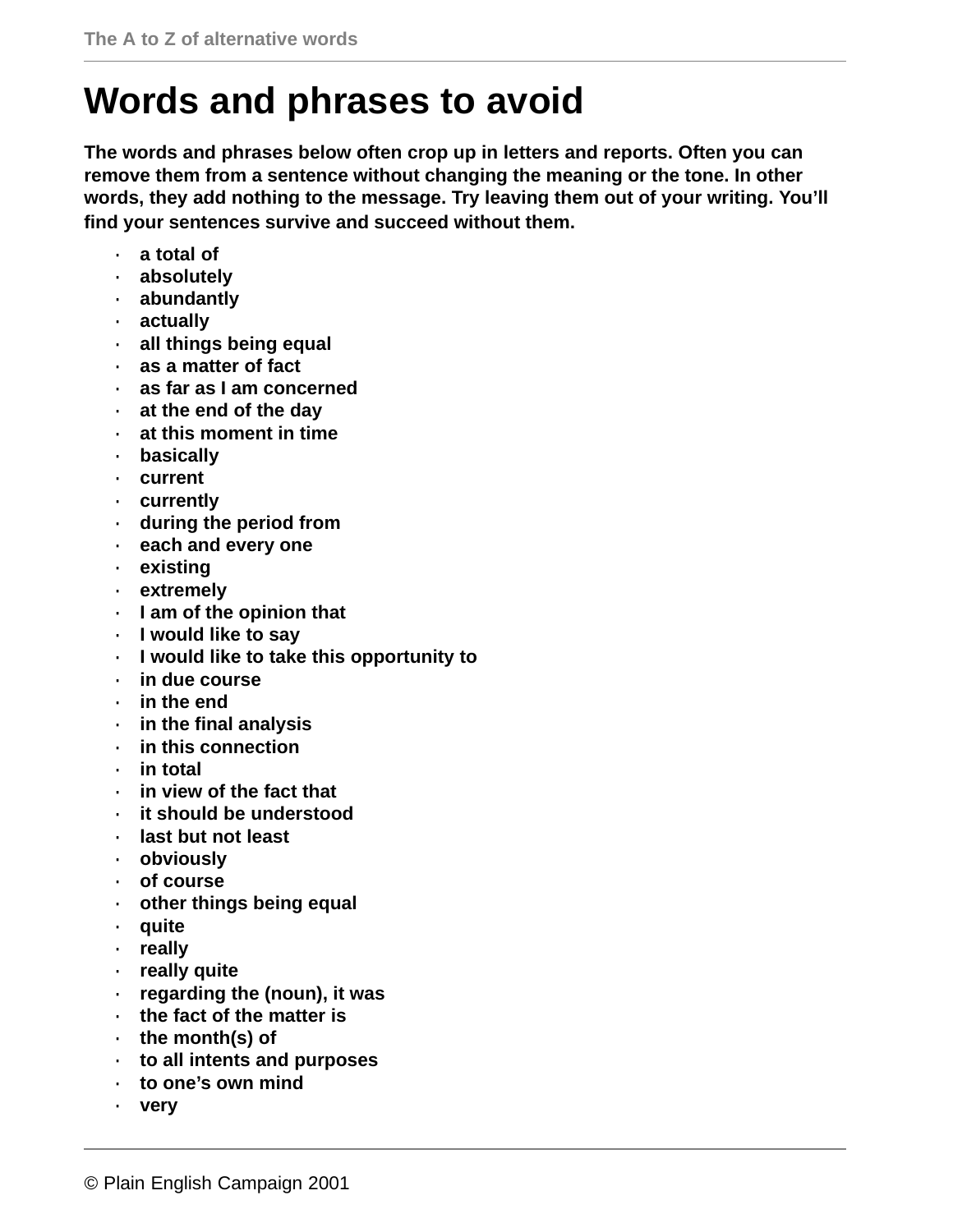# Words and phrases to avoid

**The words and phrases below often crop up in letters and reports. Often you can remove them from a sentence without changing the meaning or the tone. In other words, they add nothing to the message. Try leaving them out of your writing. You'll find your sentences survive and succeed without them.**

- a total of
- absolutely
- abundantly
- actually
- all things being equal
- as a matter of fact
- as far as I am concerned
- at the end of the day
- at this moment in time
- basically
- current
- currently
- during the period from
- each and every one
- existing
- extremely
- I am of the opinion that
- I would like to say
- I would like to take this opportunity to
- in due course
- in the end
- in the final analysis
- in this connection
- in total
- in view of the fact that
- it should be understood
- last but not least
- obviously
- of course
- other things being equal
- quite
- really
- really quite
- regarding the (noun), it was
- the fact of the matter is
- the month(s) of
- to all intents and purposes
- to one's own mind
- very

© Plain English Campaign 2001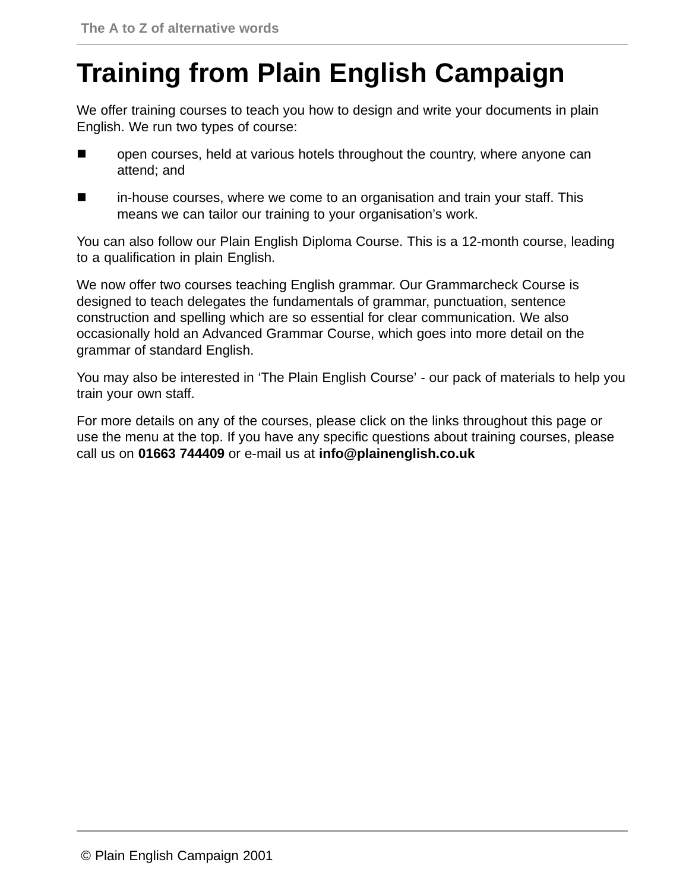# Training from Plain English Campaign

We offer training courses to teach you how to design and write your documents in plain English. We run two types of course:

- open courses, held at various hotels throughout the country, where anyone can attend; and
- in-house courses, where we come to an organisation and train your staff. This means we can tailor our training to your organisation’s work.

You can also follow our Plain English Diploma Course. This is a 12-month course, leading to a qualification in plain English.

We now offer two courses teaching English grammar. Our Grammarcheck Course is designed to teach delegates the fundamentals of grammar, punctuation, sentence construction and spelling which are so essential for clear communication. We also occasionally hold an Advanced Grammar Course, which goes into more detail on the grammar of standard English.

You may also be interested in ‘The Plain English Course’ - our pack of materials to help you train your own staff.

For more details on any of the courses, please click on the links throughout this page or use the menu at the top. If you have any specific questions about training courses, please call us on **01663 744409** or e-mail us at **info@plainenglish.co.uk**